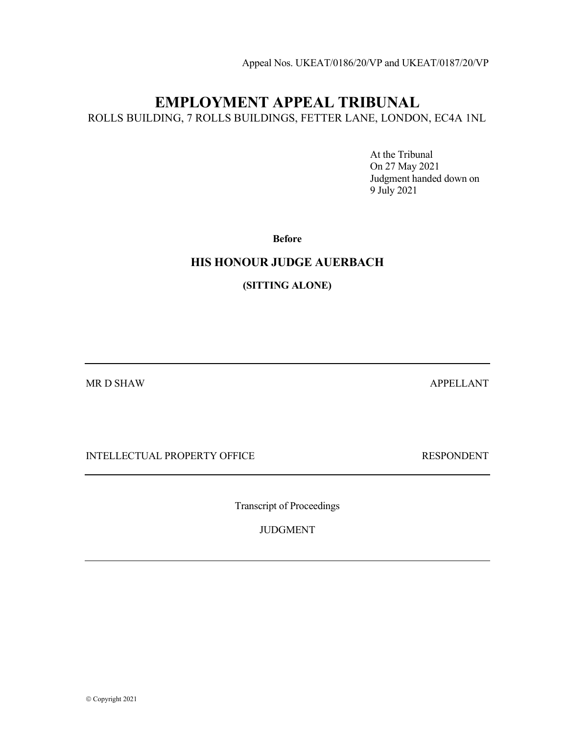Appeal Nos. UKEAT/0186/20/VP and UKEAT/0187/20/VP

# EMPLOYMENT APPEAL TRIBUNAL

ROLLS BUILDING, 7 ROLLS BUILDINGS, FETTER LANE, LONDON, EC4A 1NL

At the Tribunal
On 27 May 2021
Judgment handed down on
9 July 2021

**Before**

## HIS HONOUR JUDGE AUERBACH

**(SITTING ALONE)**

---

MR D SHAW APPELLANT

INTELLECTUAL PROPERTY OFFICE RESPONDENT

---

Transcript of Proceedings

JUDGMENT

---

© Copyright 2021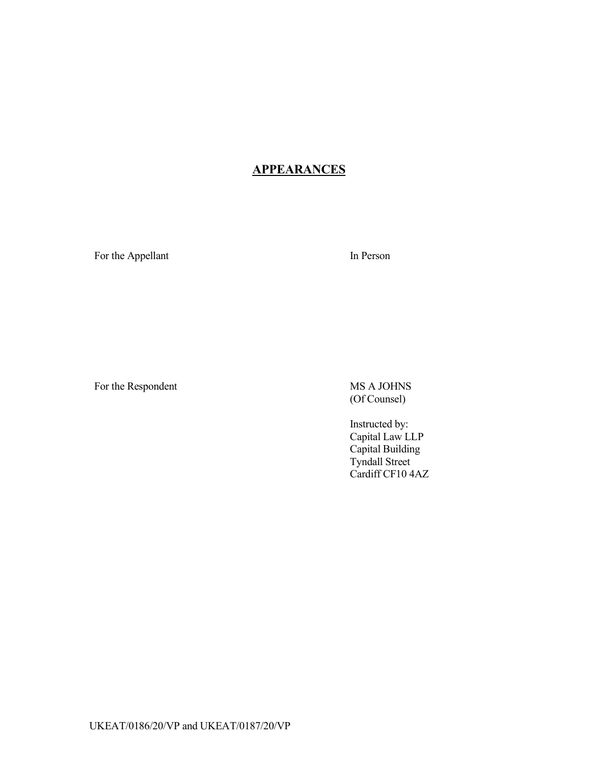## APPEARANCES

| | |
|---|---|
| For the Appellant | In Person |
| For the Respondent | MS A JOHNS<br>(Of Counsel)<br><br>Instructed by:<br>Capital Law LLP<br>Capital Building<br>Tyndall Street<br>Cardiff CF10 4AZ |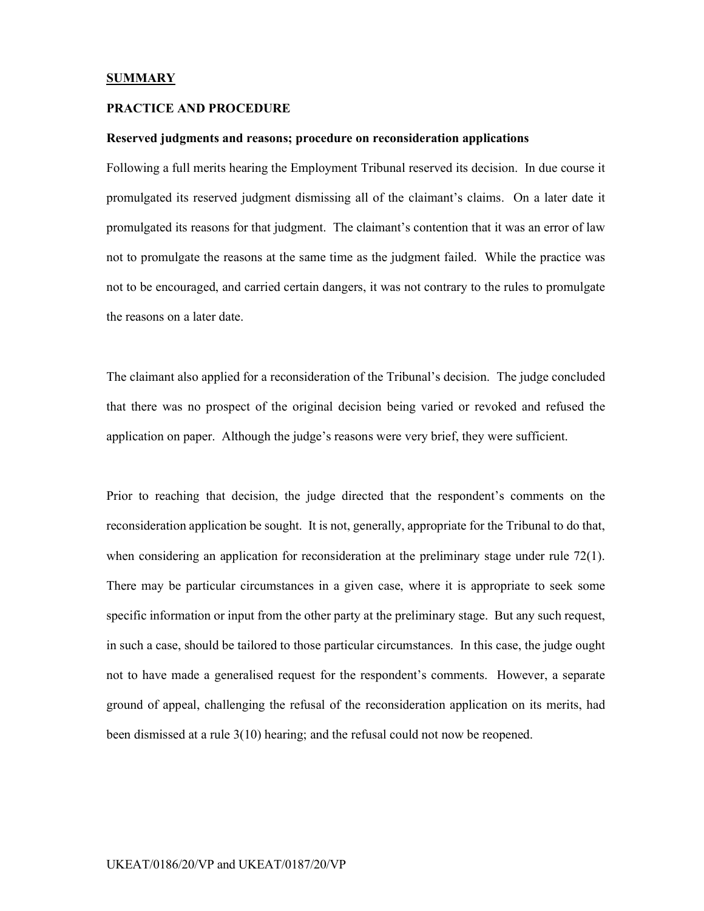**SUMMARY**

**PRACTICE AND PROCEDURE**

**Reserved judgments and reasons; procedure on reconsideration applications**

Following a full merits hearing the Employment Tribunal reserved its decision. In due course it promulgated its reserved judgment dismissing all of the claimant's claims. On a later date it promulgated its reasons for that judgment. The claimant's contention that it was an error of law not to promulgate the reasons at the same time as the judgment failed. While the practice was not to be encouraged, and carried certain dangers, it was not contrary to the rules to promulgate the reasons on a later date.

The claimant also applied for a reconsideration of the Tribunal's decision. The judge concluded that there was no prospect of the original decision being varied or revoked and refused the application on paper. Although the judge's reasons were very brief, they were sufficient.

Prior to reaching that decision, the judge directed that the respondent's comments on the reconsideration application be sought. It is not, generally, appropriate for the Tribunal to do that, when considering an application for reconsideration at the preliminary stage under rule 72(1). There may be particular circumstances in a given case, where it is appropriate to seek some specific information or input from the other party at the preliminary stage. But any such request, in such a case, should be tailored to those particular circumstances. In this case, the judge ought not to have made a generalised request for the respondent's comments. However, a separate ground of appeal, challenging the refusal of the reconsideration application on its merits, had been dismissed at a rule 3(10) hearing; and the refusal could not now be reopened.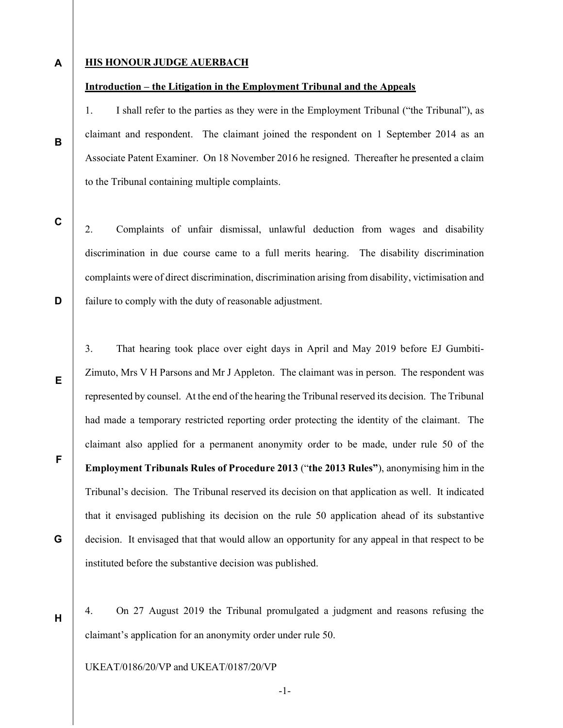**HIS HONOUR JUDGE AUERBACH**

**Introduction – the Litigation in the Employment Tribunal and the Appeals**

1. I shall refer to the parties as they were in the Employment Tribunal ("the Tribunal"), as claimant and respondent. The claimant joined the respondent on 1 September 2014 as an Associate Patent Examiner. On 18 November 2016 he resigned. Thereafter he presented a claim to the Tribunal containing multiple complaints.

2. Complaints of unfair dismissal, unlawful deduction from wages and disability discrimination in due course came to a full merits hearing. The disability discrimination complaints were of direct discrimination, discrimination arising from disability, victimisation and failure to comply with the duty of reasonable adjustment.

3. That hearing took place over eight days in April and May 2019 before EJ Gumbiti-Zimuto, Mrs V H Parsons and Mr J Appleton. The claimant was in person. The respondent was represented by counsel. At the end of the hearing the Tribunal reserved its decision. The Tribunal had made a temporary restricted reporting order protecting the identity of the claimant. The claimant also applied for a permanent anonymity order to be made, under rule 50 of the **Employment Tribunals Rules of Procedure 2013** ("**the 2013 Rules"**), anonymising him in the Tribunal's decision. The Tribunal reserved its decision on that application as well. It indicated that it envisaged publishing its decision on the rule 50 application ahead of its substantive decision. It envisaged that that would allow an opportunity for any appeal in that respect to be instituted before the substantive decision was published.

4. On 27 August 2019 the Tribunal promulgated a judgment and reasons refusing the claimant's application for an anonymity order under rule 50.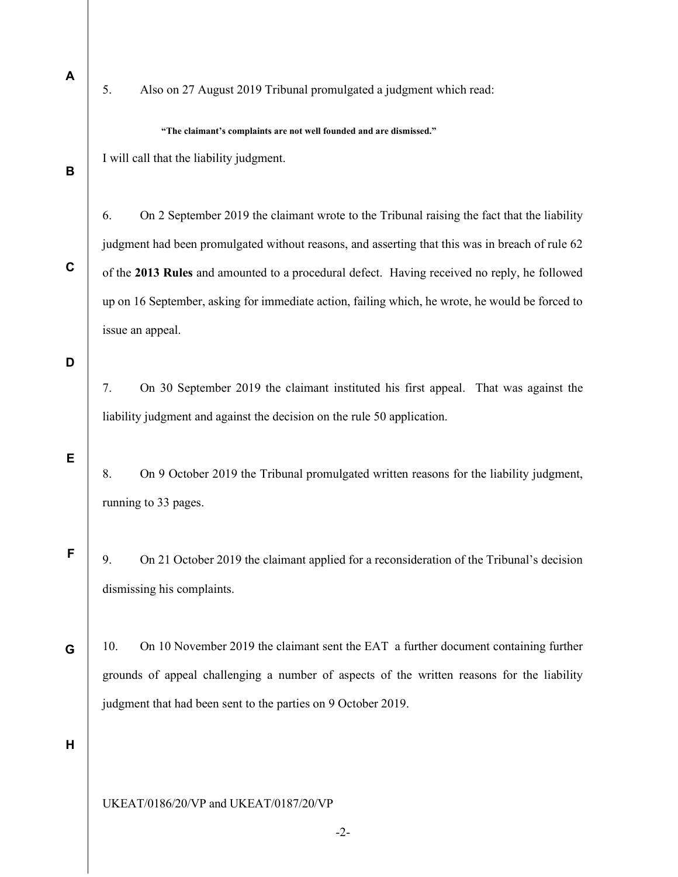5. Also on 27 August 2019 Tribunal promulgated a judgment which read:

> **"The claimant's complaints are not well founded and are dismissed."**

I will call that the liability judgment.

6. On 2 September 2019 the claimant wrote to the Tribunal raising the fact that the liability judgment had been promulgated without reasons, and asserting that this was in breach of rule 62 of the **2013 Rules** and amounted to a procedural defect. Having received no reply, he followed up on 16 September, asking for immediate action, failing which, he wrote, he would be forced to issue an appeal.

7. On 30 September 2019 the claimant instituted his first appeal. That was against the liability judgment and against the decision on the rule 50 application.

8. On 9 October 2019 the Tribunal promulgated written reasons for the liability judgment, running to 33 pages.

9. On 21 October 2019 the claimant applied for a reconsideration of the Tribunal's decision dismissing his complaints.

10. On 10 November 2019 the claimant sent the EAT a further document containing further grounds of appeal challenging a number of aspects of the written reasons for the liability judgment that had been sent to the parties on 9 October 2019.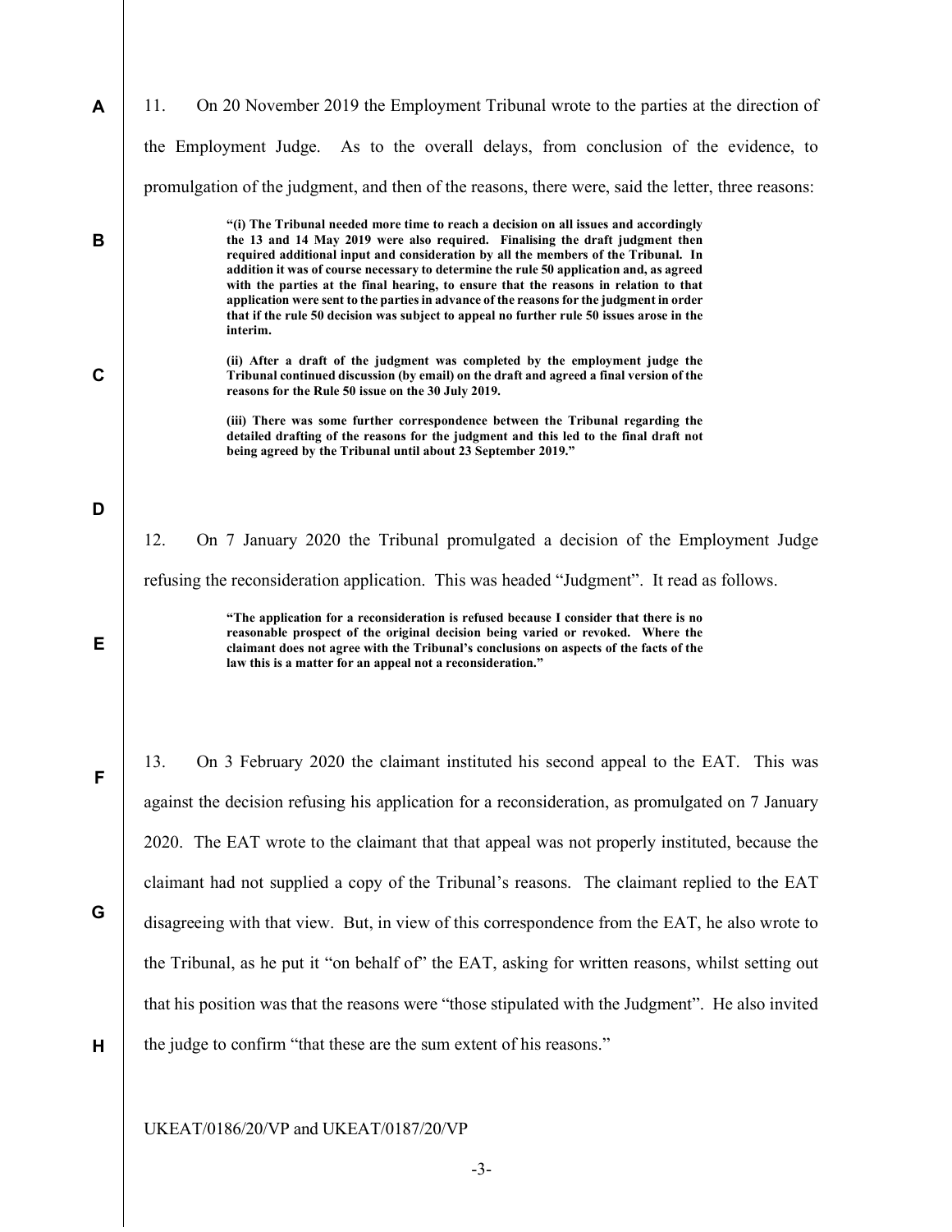11. On 20 November 2019 the Employment Tribunal wrote to the parties at the direction of the Employment Judge. As to the overall delays, from conclusion of the evidence, to promulgation of the judgment, and then of the reasons, there were, said the letter, three reasons:

> **"(i) The Tribunal needed more time to reach a decision on all issues and accordingly the 13 and 14 May 2019 were also required. Finalising the draft judgment then required additional input and consideration by all the members of the Tribunal. In addition it was of course necessary to determine the rule 50 application and, as agreed with the parties at the final hearing, to ensure that the reasons in relation to that application were sent to the parties in advance of the reasons for the judgment in order that if the rule 50 decision was subject to appeal no further rule 50 issues arose in the interim.**
>
> **(ii) After a draft of the judgment was completed by the employment judge the Tribunal continued discussion (by email) on the draft and agreed a final version of the reasons for the Rule 50 issue on the 30 July 2019.**
>
> **(iii) There was some further correspondence between the Tribunal regarding the detailed drafting of the reasons for the judgment and this led to the final draft not being agreed by the Tribunal until about 23 September 2019."**

12. On 7 January 2020 the Tribunal promulgated a decision of the Employment Judge refusing the reconsideration application. This was headed "Judgment". It read as follows.

> **"The application for a reconsideration is refused because I consider that there is no reasonable prospect of the original decision being varied or revoked. Where the claimant does not agree with the Tribunal's conclusions on aspects of the facts of the law this is a matter for an appeal not a reconsideration."**

13. On 3 February 2020 the claimant instituted his second appeal to the EAT. This was against the decision refusing his application for a reconsideration, as promulgated on 7 January 2020. The EAT wrote to the claimant that that appeal was not properly instituted, because the claimant had not supplied a copy of the Tribunal's reasons. The claimant replied to the EAT disagreeing with that view. But, in view of this correspondence from the EAT, he also wrote to the Tribunal, as he put it "on behalf of" the EAT, asking for written reasons, whilst setting out that his position was that the reasons were "those stipulated with the Judgment". He also invited the judge to confirm "that these are the sum extent of his reasons."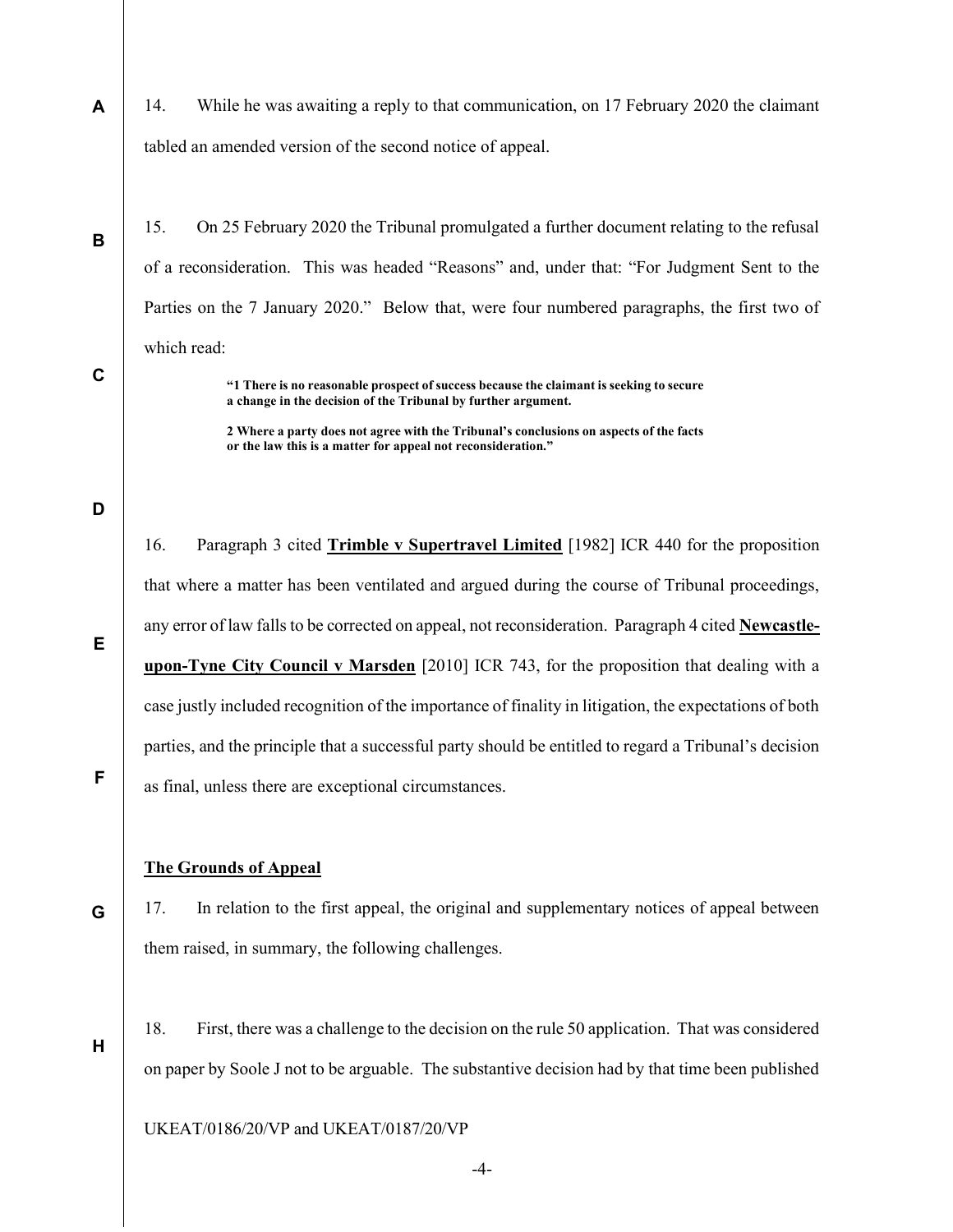14. While he was awaiting a reply to that communication, on 17 February 2020 the claimant tabled an amended version of the second notice of appeal.

15. On 25 February 2020 the Tribunal promulgated a further document relating to the refusal of a reconsideration. This was headed "Reasons" and, under that: "For Judgment Sent to the Parties on the 7 January 2020." Below that, were four numbered paragraphs, the first two of which read:

> **"1 There is no reasonable prospect of success because the claimant is seeking to secure a change in the decision of the Tribunal by further argument.**
>
> **2 Where a party does not agree with the Tribunal's conclusions on aspects of the facts or the law this is a matter for appeal not reconsideration."**

16. Paragraph 3 cited **Trimble v Supertravel Limited** [1982] ICR 440 for the proposition that where a matter has been ventilated and argued during the course of Tribunal proceedings, any error of law falls to be corrected on appeal, not reconsideration. Paragraph 4 cited **Newcastle-upon-Tyne City Council v Marsden** [2010] ICR 743, for the proposition that dealing with a case justly included recognition of the importance of finality in litigation, the expectations of both parties, and the principle that a successful party should be entitled to regard a Tribunal's decision as final, unless there are exceptional circumstances.

## The Grounds of Appeal

17. In relation to the first appeal, the original and supplementary notices of appeal between them raised, in summary, the following challenges.

18. First, there was a challenge to the decision on the rule 50 application. That was considered on paper by Soole J not to be arguable. The substantive decision had by that time been published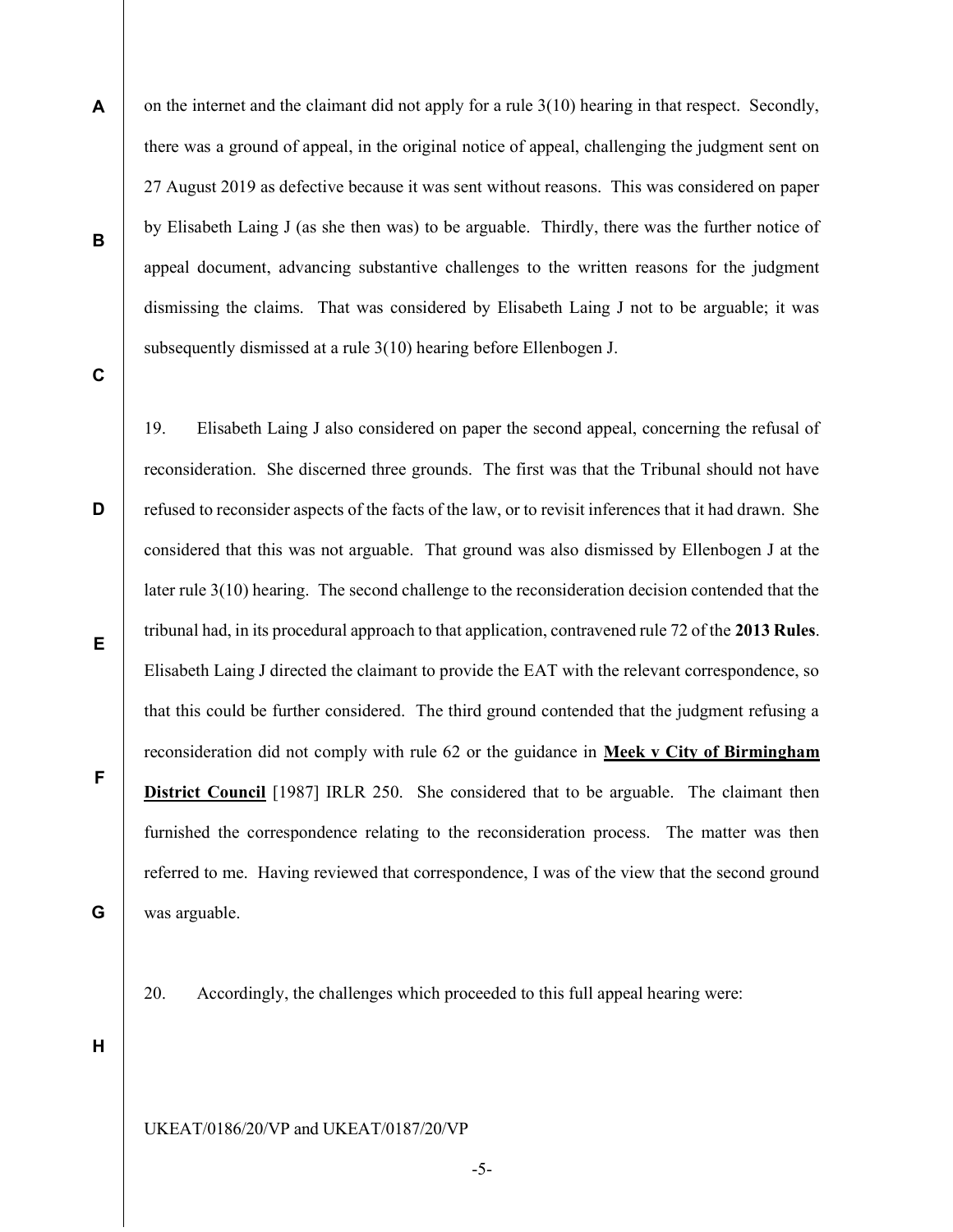on the internet and the claimant did not apply for a rule 3(10) hearing in that respect. Secondly, there was a ground of appeal, in the original notice of appeal, challenging the judgment sent on 27 August 2019 as defective because it was sent without reasons. This was considered on paper by Elisabeth Laing J (as she then was) to be arguable. Thirdly, there was the further notice of appeal document, advancing substantive challenges to the written reasons for the judgment dismissing the claims. That was considered by Elisabeth Laing J not to be arguable; it was subsequently dismissed at a rule 3(10) hearing before Ellenbogen J.

19. Elisabeth Laing J also considered on paper the second appeal, concerning the refusal of reconsideration. She discerned three grounds. The first was that the Tribunal should not have refused to reconsider aspects of the facts of the law, or to revisit inferences that it had drawn. She considered that this was not arguable. That ground was also dismissed by Ellenbogen J at the later rule 3(10) hearing. The second challenge to the reconsideration decision contended that the tribunal had, in its procedural approach to that application, contravened rule 72 of the **2013 Rules**. Elisabeth Laing J directed the claimant to provide the EAT with the relevant correspondence, so that this could be further considered. The third ground contended that the judgment refusing a reconsideration did not comply with rule 62 or the guidance in **Meek v City of Birmingham District Council** [1987] IRLR 250. She considered that to be arguable. The claimant then furnished the correspondence relating to the reconsideration process. The matter was then referred to me. Having reviewed that correspondence, I was of the view that the second ground was arguable.

20. Accordingly, the challenges which proceeded to this full appeal hearing were: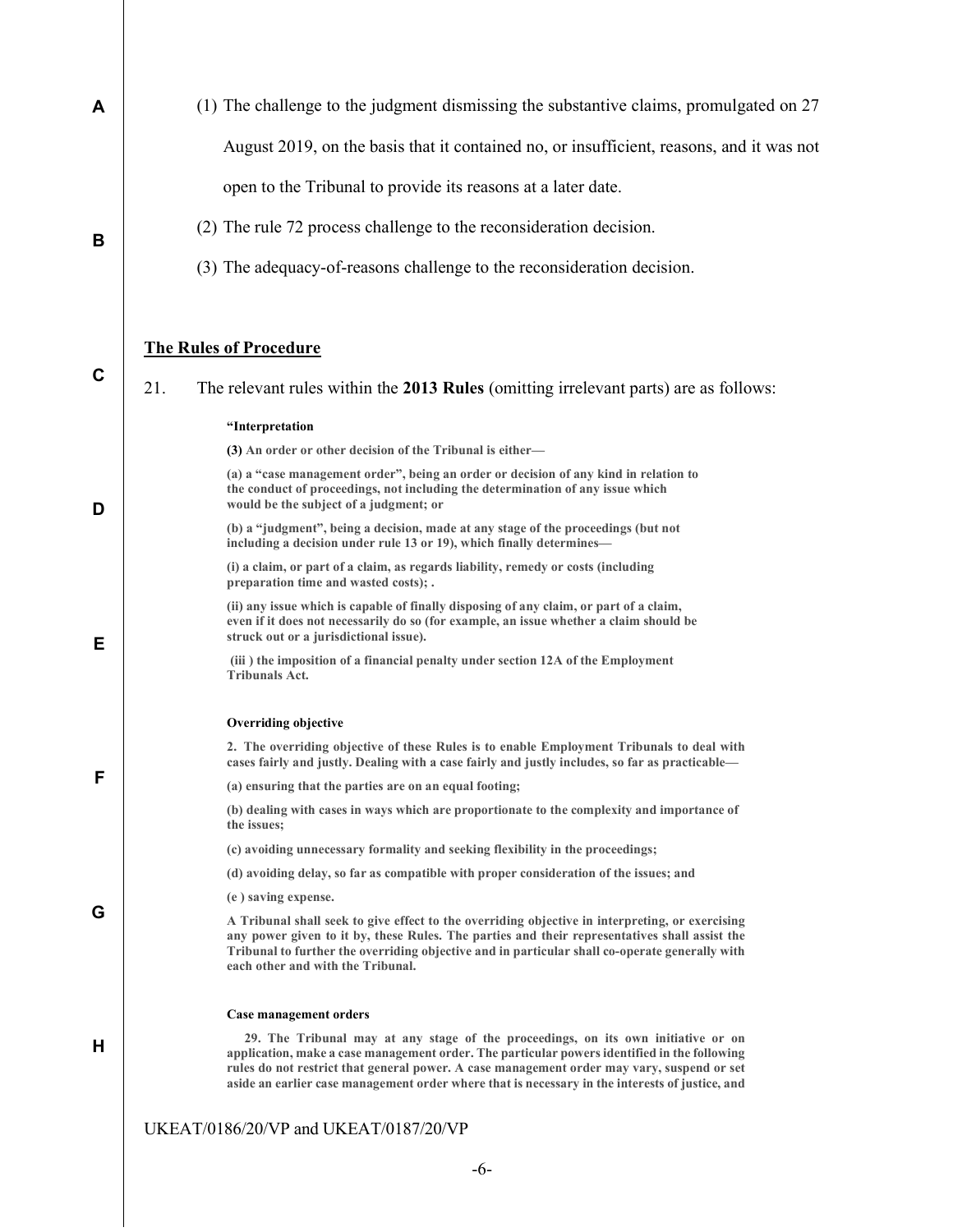(1) The challenge to the judgment dismissing the substantive claims, promulgated on 27 August 2019, on the basis that it contained no, or insufficient, reasons, and it was not open to the Tribunal to provide its reasons at a later date.

(2) The rule 72 process challenge to the reconsideration decision.

(3) The adequacy-of-reasons challenge to the reconsideration decision.

## The Rules of Procedure

21. The relevant rules within the **2013 Rules** (omitting irrelevant parts) are as follows:

> **"Interpretation**
>
> **(3) An order or other decision of the Tribunal is either—**
>
> **(a) a "case management order", being an order or decision of any kind in relation to the conduct of proceedings, not including the determination of any issue which would be the subject of a judgment; or**
>
> **(b) a "judgment", being a decision, made at any stage of the proceedings (but not including a decision under rule 13 or 19), which finally determines—**
>
> **(i) a claim, or part of a claim, as regards liability, remedy or costs (including preparation time and wasted costs); .**
>
> **(ii) any issue which is capable of finally disposing of any claim, or part of a claim, even if it does not necessarily do so (for example, an issue whether a claim should be struck out or a jurisdictional issue).**
>
> **(iii ) the imposition of a financial penalty under section 12A of the Employment Tribunals Act.**
>
> **Overriding objective**
>
> **2. The overriding objective of these Rules is to enable Employment Tribunals to deal with cases fairly and justly. Dealing with a case fairly and justly includes, so far as practicable—**
>
> **(a) ensuring that the parties are on an equal footing;**
>
> **(b) dealing with cases in ways which are proportionate to the complexity and importance of the issues;**
>
> **(c) avoiding unnecessary formality and seeking flexibility in the proceedings;**
>
> **(d) avoiding delay, so far as compatible with proper consideration of the issues; and**
>
> **(e ) saving expense.**
>
> **A Tribunal shall seek to give effect to the overriding objective in interpreting, or exercising any power given to it by, these Rules. The parties and their representatives shall assist the Tribunal to further the overriding objective and in particular shall co-operate generally with each other and with the Tribunal.**
>
> **Case management orders**
>
> **29. The Tribunal may at any stage of the proceedings, on its own initiative or on application, make a case management order. The particular powers identified in the following rules do not restrict that general power. A case management order may vary, suspend or set aside an earlier case management order where that is necessary in the interests of justice, and**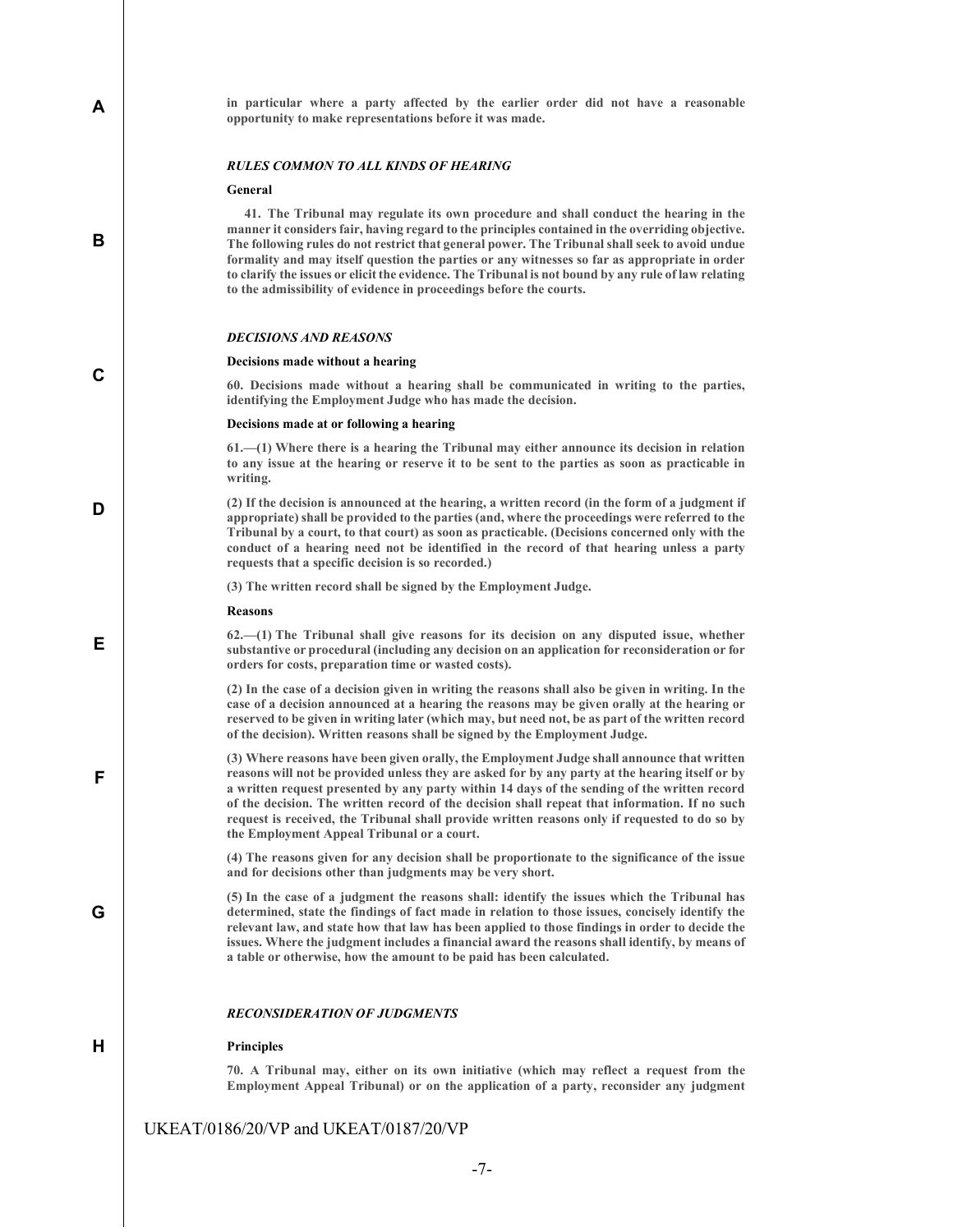**in particular where a party affected by the earlier order did not have a reasonable opportunity to make representations before it was made.**

***RULES COMMON TO ALL KINDS OF HEARING***

**General**

**41. The Tribunal may regulate its own procedure and shall conduct the hearing in the manner it considers fair, having regard to the principles contained in the overriding objective. The following rules do not restrict that general power. The Tribunal shall seek to avoid undue formality and may itself question the parties or any witnesses so far as appropriate in order to clarify the issues or elicit the evidence. The Tribunal is not bound by any rule of law relating to the admissibility of evidence in proceedings before the courts.**

***DECISIONS AND REASONS***

**Decisions made without a hearing**

**60. Decisions made without a hearing shall be communicated in writing to the parties, identifying the Employment Judge who has made the decision.**

**Decisions made at or following a hearing**

**61.—(1) Where there is a hearing the Tribunal may either announce its decision in relation to any issue at the hearing or reserve it to be sent to the parties as soon as practicable in writing.**

**(2) If the decision is announced at the hearing, a written record (in the form of a judgment if appropriate) shall be provided to the parties (and, where the proceedings were referred to the Tribunal by a court, to that court) as soon as practicable. (Decisions concerned only with the conduct of a hearing need not be identified in the record of that hearing unless a party requests that a specific decision is so recorded.)**

**(3) The written record shall be signed by the Employment Judge.**

**Reasons**

**62.—(1) The Tribunal shall give reasons for its decision on any disputed issue, whether substantive or procedural (including any decision on an application for reconsideration or for orders for costs, preparation time or wasted costs).**

**(2) In the case of a decision given in writing the reasons shall also be given in writing. In the case of a decision announced at a hearing the reasons may be given orally at the hearing or reserved to be given in writing later (which may, but need not, be as part of the written record of the decision). Written reasons shall be signed by the Employment Judge.**

**(3) Where reasons have been given orally, the Employment Judge shall announce that written reasons will not be provided unless they are asked for by any party at the hearing itself or by a written request presented by any party within 14 days of the sending of the written record of the decision. The written record of the decision shall repeat that information. If no such request is received, the Tribunal shall provide written reasons only if requested to do so by the Employment Appeal Tribunal or a court.**

**(4) The reasons given for any decision shall be proportionate to the significance of the issue and for decisions other than judgments may be very short.**

**(5) In the case of a judgment the reasons shall: identify the issues which the Tribunal has determined, state the findings of fact made in relation to those issues, concisely identify the relevant law, and state how that law has been applied to those findings in order to decide the issues. Where the judgment includes a financial award the reasons shall identify, by means of a table or otherwise, how the amount to be paid has been calculated.**

***RECONSIDERATION OF JUDGMENTS***

**Principles**

**70. A Tribunal may, either on its own initiative (which may reflect a request from the Employment Appeal Tribunal) or on the application of a party, reconsider any judgment**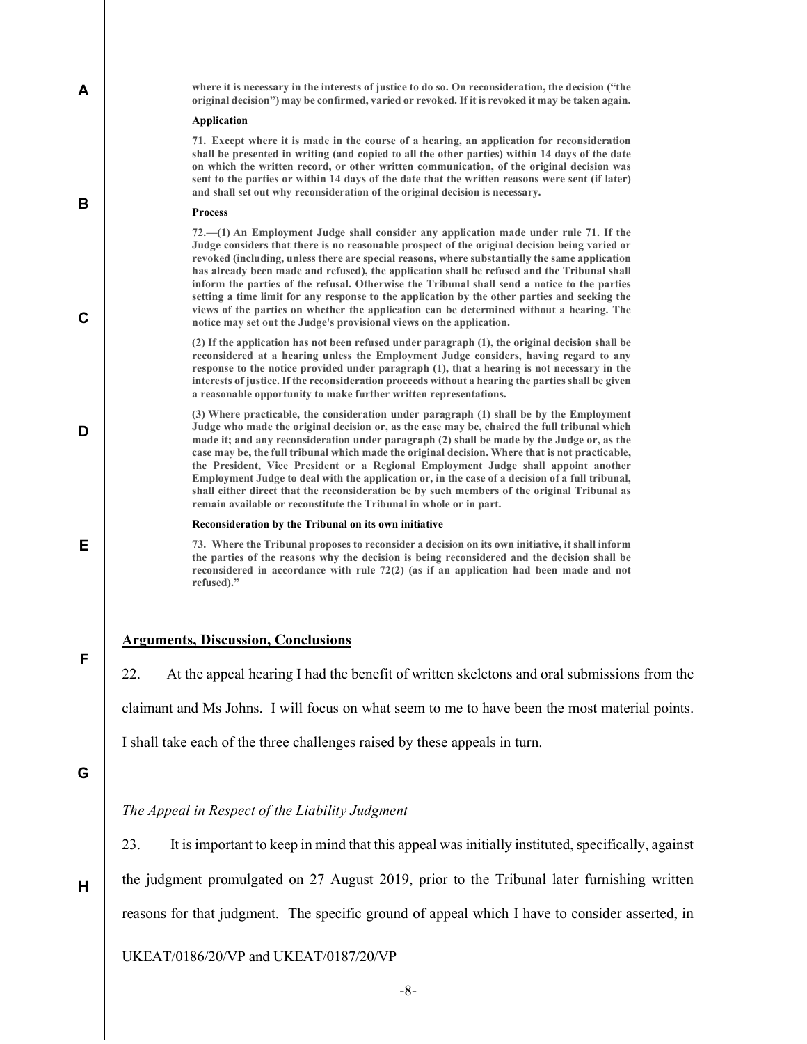**where it is necessary in the interests of justice to do so. On reconsideration, the decision ("the original decision") may be confirmed, varied or revoked. If it is revoked it may be taken again.**

**Application**

**71. Except where it is made in the course of a hearing, an application for reconsideration shall be presented in writing (and copied to all the other parties) within 14 days of the date on which the written record, or other written communication, of the original decision was sent to the parties or within 14 days of the date that the written reasons were sent (if later) and shall set out why reconsideration of the original decision is necessary.**

**Process**

**72.—(1) An Employment Judge shall consider any application made under rule 71. If the Judge considers that there is no reasonable prospect of the original decision being varied or revoked (including, unless there are special reasons, where substantially the same application has already been made and refused), the application shall be refused and the Tribunal shall inform the parties of the refusal. Otherwise the Tribunal shall send a notice to the parties setting a time limit for any response to the application by the other parties and seeking the views of the parties on whether the application can be determined without a hearing. The notice may set out the Judge's provisional views on the application.**

**(2) If the application has not been refused under paragraph (1), the original decision shall be reconsidered at a hearing unless the Employment Judge considers, having regard to any response to the notice provided under paragraph (1), that a hearing is not necessary in the interests of justice. If the reconsideration proceeds without a hearing the parties shall be given a reasonable opportunity to make further written representations.**

**(3) Where practicable, the consideration under paragraph (1) shall be by the Employment Judge who made the original decision or, as the case may be, chaired the full tribunal which made it; and any reconsideration under paragraph (2) shall be made by the Judge or, as the case may be, the full tribunal which made the original decision. Where that is not practicable, the President, Vice President or a Regional Employment Judge shall appoint another Employment Judge to deal with the application or, in the case of a decision of a full tribunal, shall either direct that the reconsideration be by such members of the original Tribunal as remain available or reconstitute the Tribunal in whole or in part.**

**Reconsideration by the Tribunal on its own initiative**

**73. Where the Tribunal proposes to reconsider a decision on its own initiative, it shall inform the parties of the reasons why the decision is being reconsidered and the decision shall be reconsidered in accordance with rule 72(2) (as if an application had been made and not refused)."**

## Arguments, Discussion, Conclusions

22. At the appeal hearing I had the benefit of written skeletons and oral submissions from the claimant and Ms Johns. I will focus on what seem to me to have been the most material points. I shall take each of the three challenges raised by these appeals in turn.

*The Appeal in Respect of the Liability Judgment*

23. It is important to keep in mind that this appeal was initially instituted, specifically, against the judgment promulgated on 27 August 2019, prior to the Tribunal later furnishing written reasons for that judgment. The specific ground of appeal which I have to consider asserted, in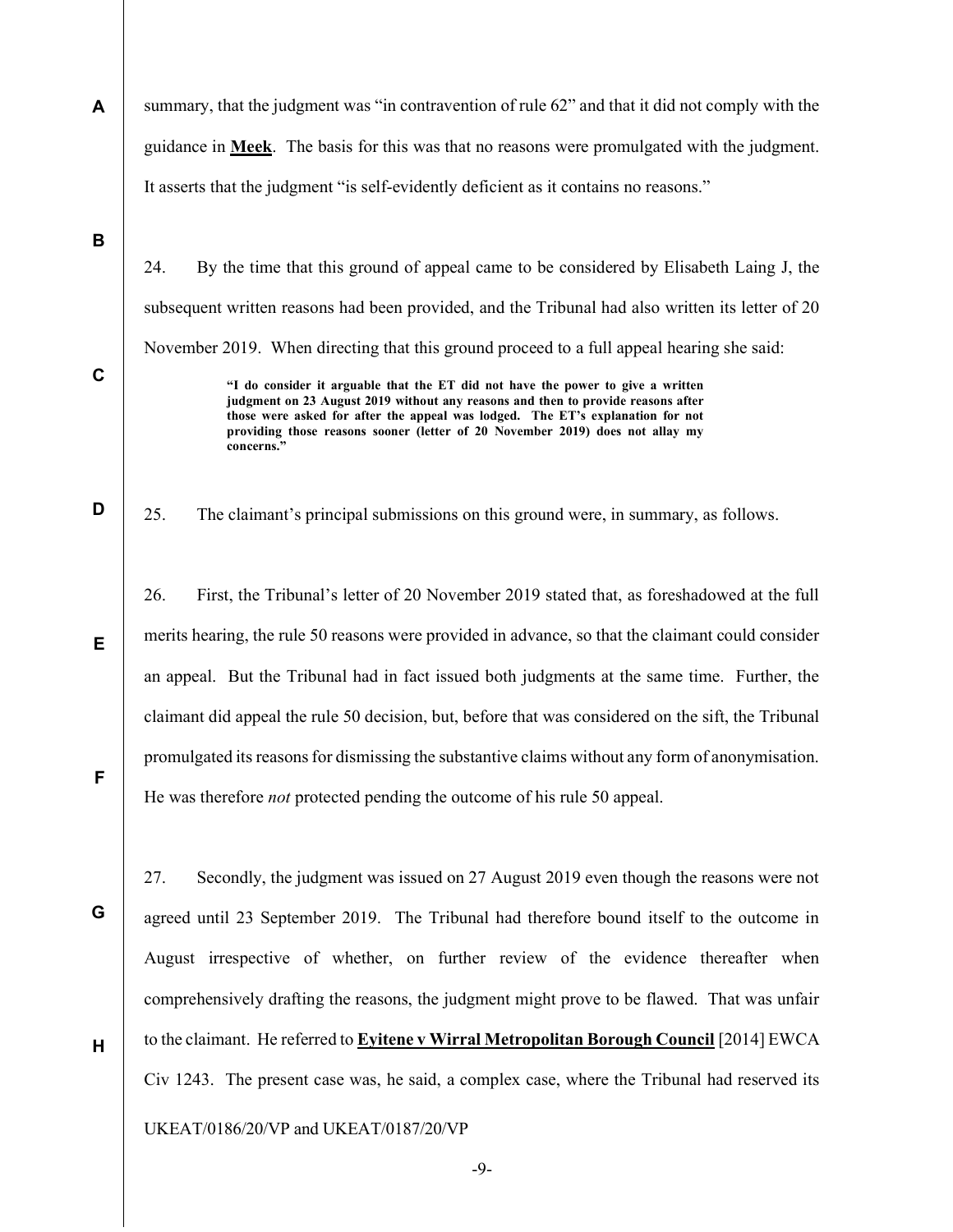summary, that the judgment was "in contravention of rule 62" and that it did not comply with the guidance in **Meek**. The basis for this was that no reasons were promulgated with the judgment. It asserts that the judgment "is self-evidently deficient as it contains no reasons."

24. By the time that this ground of appeal came to be considered by Elisabeth Laing J, the subsequent written reasons had been provided, and the Tribunal had also written its letter of 20 November 2019. When directing that this ground proceed to a full appeal hearing she said:

> **"I do consider it arguable that the ET did not have the power to give a written judgment on 23 August 2019 without any reasons and then to provide reasons after those were asked for after the appeal was lodged. The ET's explanation for not providing those reasons sooner (letter of 20 November 2019) does not allay my concerns."**

25. The claimant's principal submissions on this ground were, in summary, as follows.

26. First, the Tribunal's letter of 20 November 2019 stated that, as foreshadowed at the full merits hearing, the rule 50 reasons were provided in advance, so that the claimant could consider an appeal. But the Tribunal had in fact issued both judgments at the same time. Further, the claimant did appeal the rule 50 decision, but, before that was considered on the sift, the Tribunal promulgated its reasons for dismissing the substantive claims without any form of anonymisation. He was therefore *not* protected pending the outcome of his rule 50 appeal.

27. Secondly, the judgment was issued on 27 August 2019 even though the reasons were not agreed until 23 September 2019. The Tribunal had therefore bound itself to the outcome in August irrespective of whether, on further review of the evidence thereafter when comprehensively drafting the reasons, the judgment might prove to be flawed. That was unfair to the claimant. He referred to **Eyitene v Wirral Metropolitan Borough Council** [2014] EWCA Civ 1243. The present case was, he said, a complex case, where the Tribunal had reserved its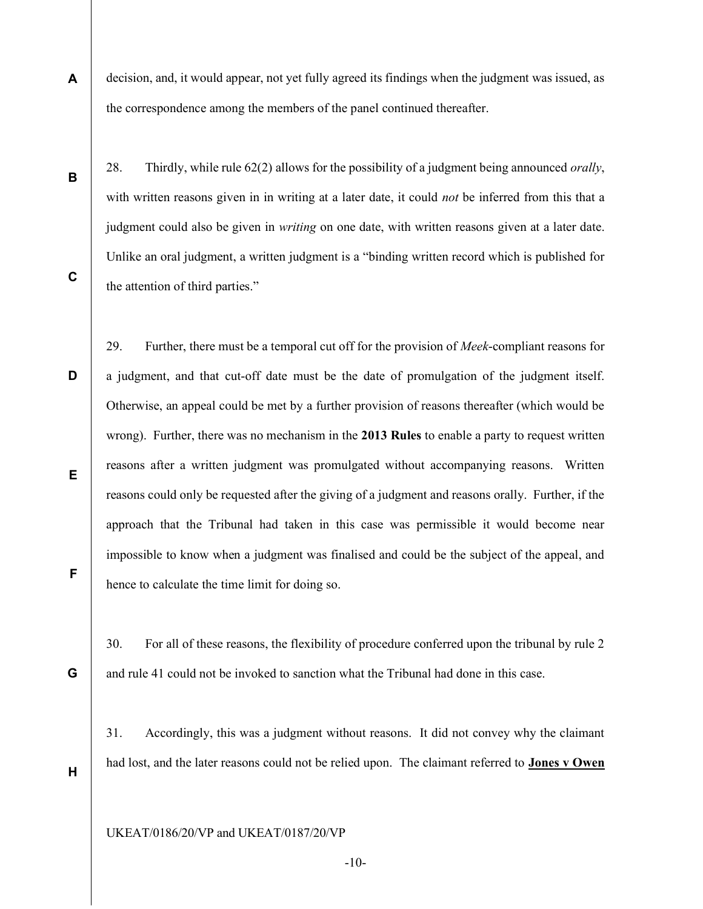decision, and, it would appear, not yet fully agreed its findings when the judgment was issued, as the correspondence among the members of the panel continued thereafter.

28. Thirdly, while rule 62(2) allows for the possibility of a judgment being announced *orally*, with written reasons given in in writing at a later date, it could *not* be inferred from this that a judgment could also be given in *writing* on one date, with written reasons given at a later date. Unlike an oral judgment, a written judgment is a "binding written record which is published for the attention of third parties."

29. Further, there must be a temporal cut off for the provision of *Meek*-compliant reasons for a judgment, and that cut-off date must be the date of promulgation of the judgment itself. Otherwise, an appeal could be met by a further provision of reasons thereafter (which would be wrong). Further, there was no mechanism in the **2013 Rules** to enable a party to request written reasons after a written judgment was promulgated without accompanying reasons. Written reasons could only be requested after the giving of a judgment and reasons orally. Further, if the approach that the Tribunal had taken in this case was permissible it would become near impossible to know when a judgment was finalised and could be the subject of the appeal, and hence to calculate the time limit for doing so.

30. For all of these reasons, the flexibility of procedure conferred upon the tribunal by rule 2 and rule 41 could not be invoked to sanction what the Tribunal had done in this case.

31. Accordingly, this was a judgment without reasons. It did not convey why the claimant had lost, and the later reasons could not be relied upon. The claimant referred to **Jones v Owen**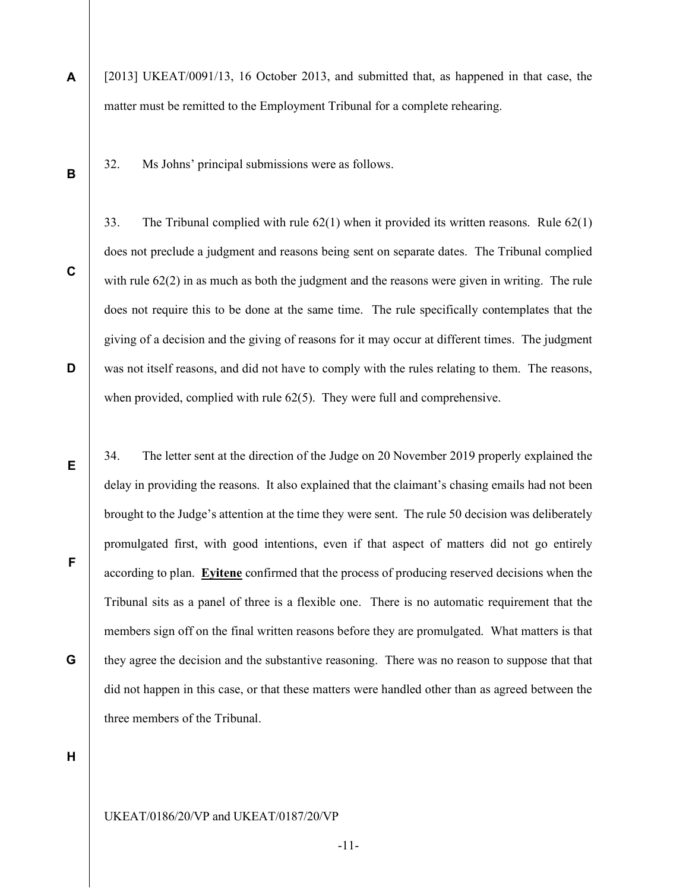[2013] UKEAT/0091/13, 16 October 2013, and submitted that, as happened in that case, the matter must be remitted to the Employment Tribunal for a complete rehearing.

32. Ms Johns' principal submissions were as follows.

33. The Tribunal complied with rule 62(1) when it provided its written reasons. Rule 62(1) does not preclude a judgment and reasons being sent on separate dates. The Tribunal complied with rule 62(2) in as much as both the judgment and the reasons were given in writing. The rule does not require this to be done at the same time. The rule specifically contemplates that the giving of a decision and the giving of reasons for it may occur at different times. The judgment was not itself reasons, and did not have to comply with the rules relating to them. The reasons, when provided, complied with rule 62(5). They were full and comprehensive.

34. The letter sent at the direction of the Judge on 20 November 2019 properly explained the delay in providing the reasons. It also explained that the claimant's chasing emails had not been brought to the Judge's attention at the time they were sent. The rule 50 decision was deliberately promulgated first, with good intentions, even if that aspect of matters did not go entirely according to plan. **Eyitene** confirmed that the process of producing reserved decisions when the Tribunal sits as a panel of three is a flexible one. There is no automatic requirement that the members sign off on the final written reasons before they are promulgated. What matters is that they agree the decision and the substantive reasoning. There was no reason to suppose that that did not happen in this case, or that these matters were handled other than as agreed between the three members of the Tribunal.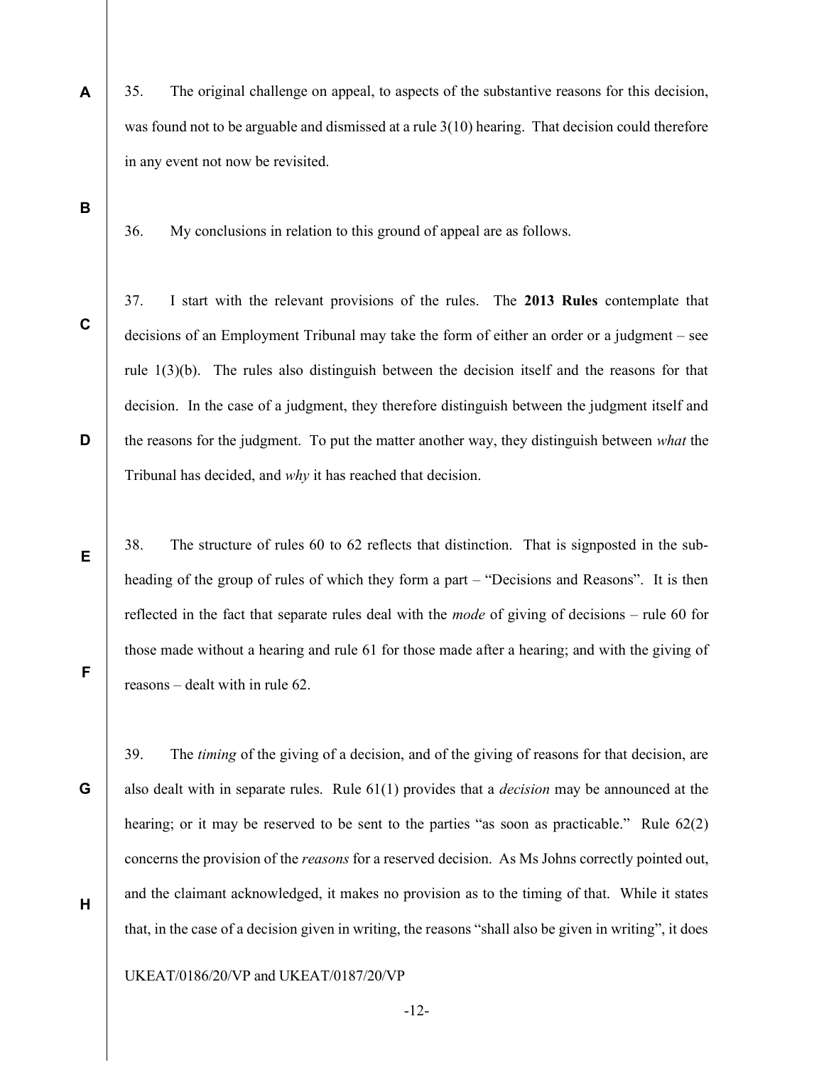35. The original challenge on appeal, to aspects of the substantive reasons for this decision, was found not to be arguable and dismissed at a rule 3(10) hearing. That decision could therefore in any event not now be revisited.

36. My conclusions in relation to this ground of appeal are as follows.

37. I start with the relevant provisions of the rules. The **2013 Rules** contemplate that decisions of an Employment Tribunal may take the form of either an order or a judgment – see rule 1(3)(b). The rules also distinguish between the decision itself and the reasons for that decision. In the case of a judgment, they therefore distinguish between the judgment itself and the reasons for the judgment. To put the matter another way, they distinguish between *what* the Tribunal has decided, and *why* it has reached that decision.

38. The structure of rules 60 to 62 reflects that distinction. That is signposted in the sub-heading of the group of rules of which they form a part – "Decisions and Reasons". It is then reflected in the fact that separate rules deal with the *mode* of giving of decisions – rule 60 for those made without a hearing and rule 61 for those made after a hearing; and with the giving of reasons – dealt with in rule 62.

39. The *timing* of the giving of a decision, and of the giving of reasons for that decision, are also dealt with in separate rules. Rule 61(1) provides that a *decision* may be announced at the hearing; or it may be reserved to be sent to the parties "as soon as practicable." Rule 62(2) concerns the provision of the *reasons* for a reserved decision. As Ms Johns correctly pointed out, and the claimant acknowledged, it makes no provision as to the timing of that. While it states that, in the case of a decision given in writing, the reasons "shall also be given in writing", it does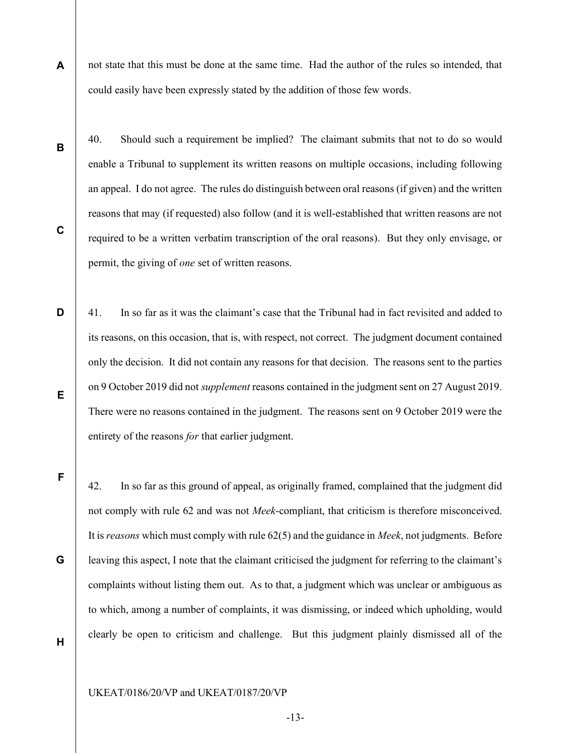not state that this must be done at the same time. Had the author of the rules so intended, that could easily have been expressly stated by the addition of those few words.

40. Should such a requirement be implied? The claimant submits that not to do so would enable a Tribunal to supplement its written reasons on multiple occasions, including following an appeal. I do not agree. The rules do distinguish between oral reasons (if given) and the written reasons that may (if requested) also follow (and it is well-established that written reasons are not required to be a written verbatim transcription of the oral reasons). But they only envisage, or permit, the giving of *one* set of written reasons.

41. In so far as it was the claimant's case that the Tribunal had in fact revisited and added to its reasons, on this occasion, that is, with respect, not correct. The judgment document contained only the decision. It did not contain any reasons for that decision. The reasons sent to the parties on 9 October 2019 did not *supplement* reasons contained in the judgment sent on 27 August 2019. There were no reasons contained in the judgment. The reasons sent on 9 October 2019 were the entirety of the reasons *for* that earlier judgment.

42. In so far as this ground of appeal, as originally framed, complained that the judgment did not comply with rule 62 and was not *Meek*-compliant, that criticism is therefore misconceived. It is *reasons* which must comply with rule 62(5) and the guidance in *Meek*, not judgments. Before leaving this aspect, I note that the claimant criticised the judgment for referring to the claimant's complaints without listing them out. As to that, a judgment which was unclear or ambiguous as to which, among a number of complaints, it was dismissing, or indeed which upholding, would clearly be open to criticism and challenge. But this judgment plainly dismissed all of the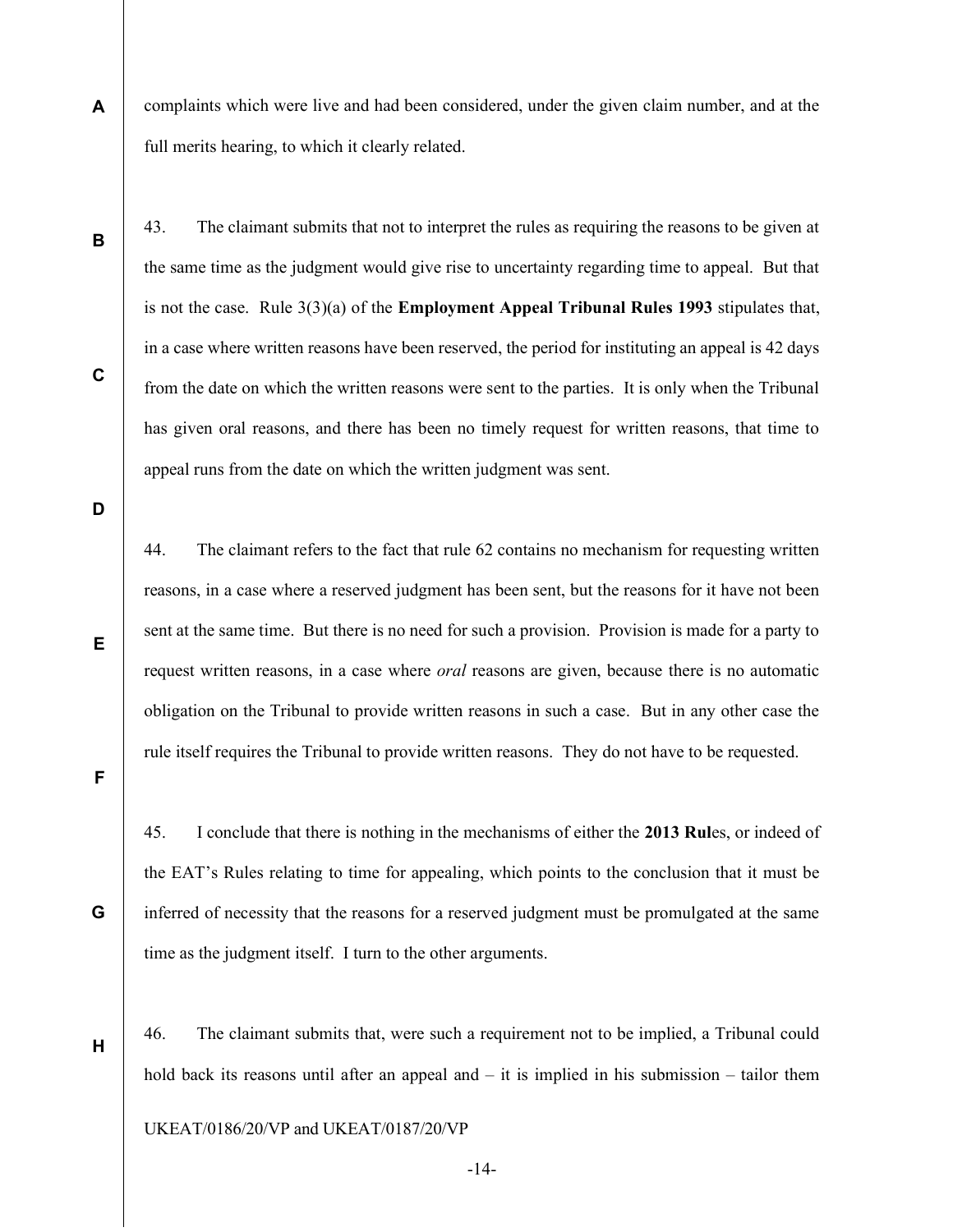complaints which were live and had been considered, under the given claim number, and at the full merits hearing, to which it clearly related.

43. The claimant submits that not to interpret the rules as requiring the reasons to be given at the same time as the judgment would give rise to uncertainty regarding time to appeal. But that is not the case. Rule 3(3)(a) of the **Employment Appeal Tribunal Rules 1993** stipulates that, in a case where written reasons have been reserved, the period for instituting an appeal is 42 days from the date on which the written reasons were sent to the parties. It is only when the Tribunal has given oral reasons, and there has been no timely request for written reasons, that time to appeal runs from the date on which the written judgment was sent.

44. The claimant refers to the fact that rule 62 contains no mechanism for requesting written reasons, in a case where a reserved judgment has been sent, but the reasons for it have not been sent at the same time. But there is no need for such a provision. Provision is made for a party to request written reasons, in a case where *oral* reasons are given, because there is no automatic obligation on the Tribunal to provide written reasons in such a case. But in any other case the rule itself requires the Tribunal to provide written reasons. They do not have to be requested.

45. I conclude that there is nothing in the mechanisms of either the **2013 Rul**es, or indeed of the EAT's Rules relating to time for appealing, which points to the conclusion that it must be inferred of necessity that the reasons for a reserved judgment must be promulgated at the same time as the judgment itself. I turn to the other arguments.

46. The claimant submits that, were such a requirement not to be implied, a Tribunal could hold back its reasons until after an appeal and – it is implied in his submission – tailor them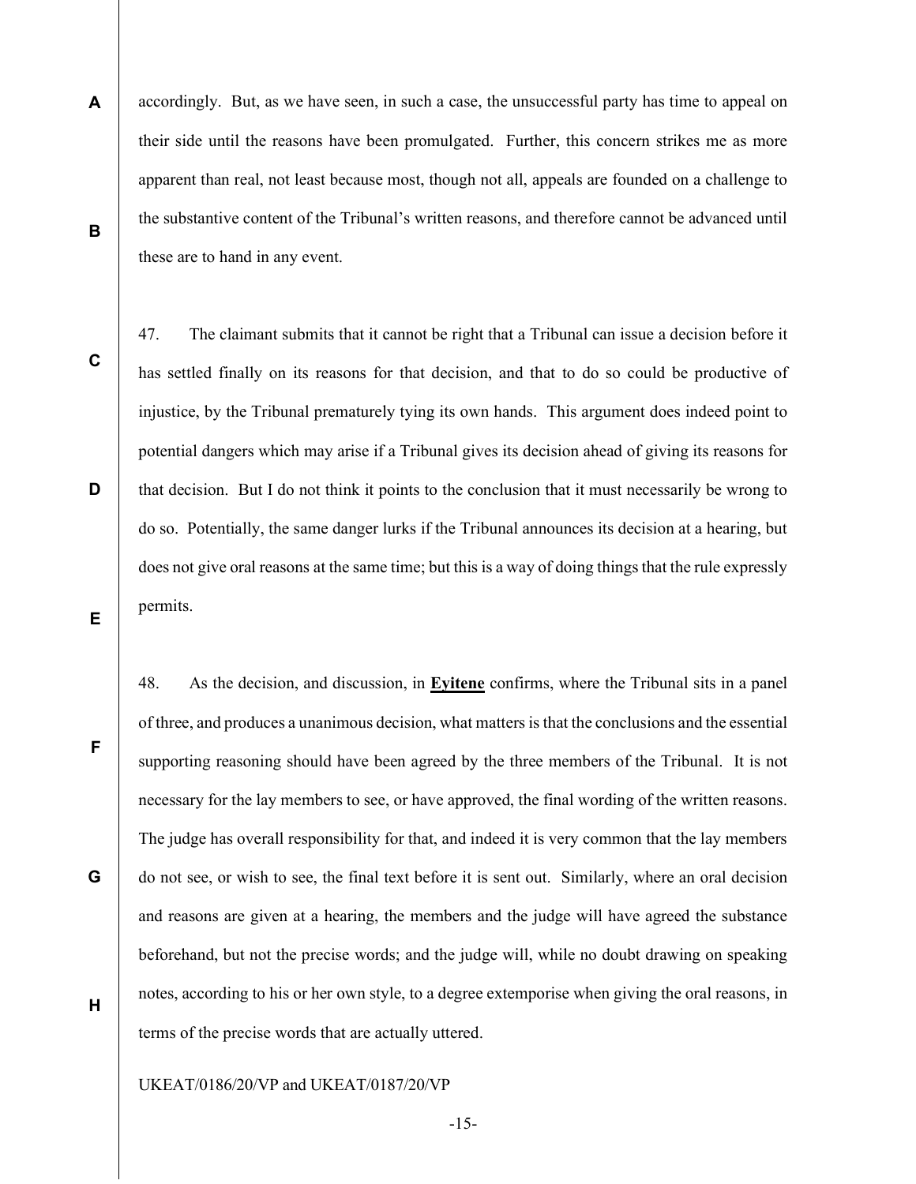accordingly. But, as we have seen, in such a case, the unsuccessful party has time to appeal on their side until the reasons have been promulgated. Further, this concern strikes me as more apparent than real, not least because most, though not all, appeals are founded on a challenge to the substantive content of the Tribunal's written reasons, and therefore cannot be advanced until these are to hand in any event.

47. The claimant submits that it cannot be right that a Tribunal can issue a decision before it has settled finally on its reasons for that decision, and that to do so could be productive of injustice, by the Tribunal prematurely tying its own hands. This argument does indeed point to potential dangers which may arise if a Tribunal gives its decision ahead of giving its reasons for that decision. But I do not think it points to the conclusion that it must necessarily be wrong to do so. Potentially, the same danger lurks if the Tribunal announces its decision at a hearing, but does not give oral reasons at the same time; but this is a way of doing things that the rule expressly permits.

48. As the decision, and discussion, in **Eyitene** confirms, where the Tribunal sits in a panel of three, and produces a unanimous decision, what matters is that the conclusions and the essential supporting reasoning should have been agreed by the three members of the Tribunal. It is not necessary for the lay members to see, or have approved, the final wording of the written reasons. The judge has overall responsibility for that, and indeed it is very common that the lay members do not see, or wish to see, the final text before it is sent out. Similarly, where an oral decision and reasons are given at a hearing, the members and the judge will have agreed the substance beforehand, but not the precise words; and the judge will, while no doubt drawing on speaking notes, according to his or her own style, to a degree extemporise when giving the oral reasons, in terms of the precise words that are actually uttered.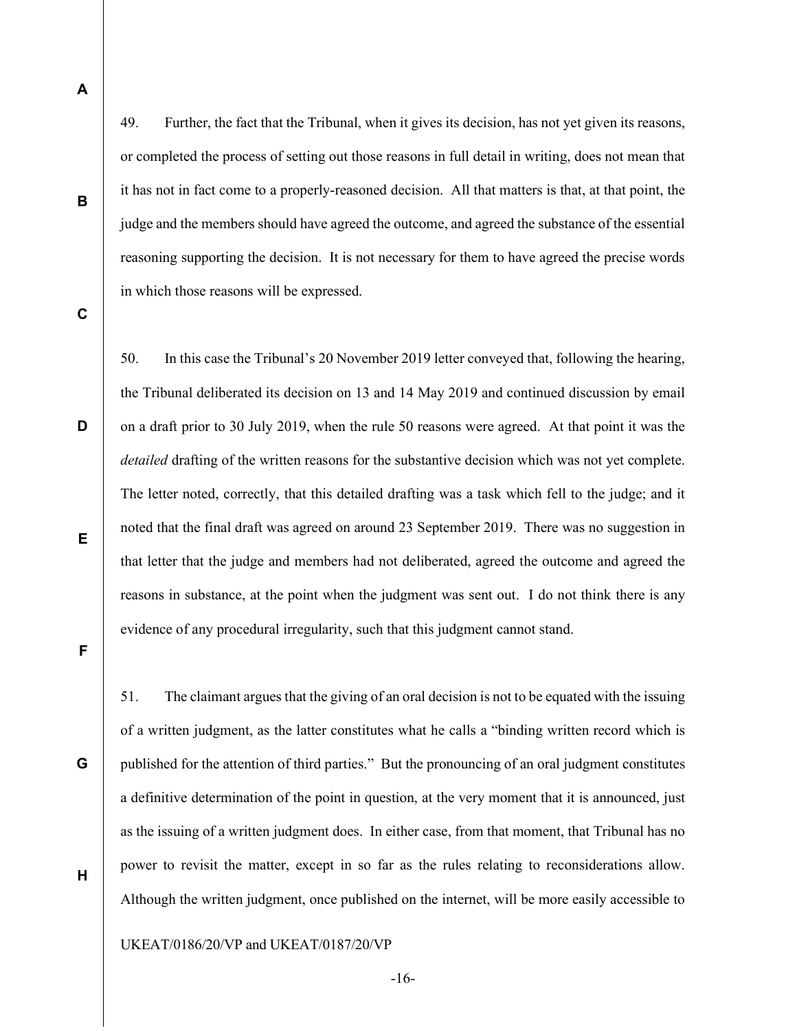49. Further, the fact that the Tribunal, when it gives its decision, has not yet given its reasons, or completed the process of setting out those reasons in full detail in writing, does not mean that it has not in fact come to a properly-reasoned decision. All that matters is that, at that point, the judge and the members should have agreed the outcome, and agreed the substance of the essential reasoning supporting the decision. It is not necessary for them to have agreed the precise words in which those reasons will be expressed.

50. In this case the Tribunal's 20 November 2019 letter conveyed that, following the hearing, the Tribunal deliberated its decision on 13 and 14 May 2019 and continued discussion by email on a draft prior to 30 July 2019, when the rule 50 reasons were agreed. At that point it was the *detailed* drafting of the written reasons for the substantive decision which was not yet complete. The letter noted, correctly, that this detailed drafting was a task which fell to the judge; and it noted that the final draft was agreed on around 23 September 2019. There was no suggestion in that letter that the judge and members had not deliberated, agreed the outcome and agreed the reasons in substance, at the point when the judgment was sent out. I do not think there is any evidence of any procedural irregularity, such that this judgment cannot stand.

51. The claimant argues that the giving of an oral decision is not to be equated with the issuing of a written judgment, as the latter constitutes what he calls a "binding written record which is published for the attention of third parties." But the pronouncing of an oral judgment constitutes a definitive determination of the point in question, at the very moment that it is announced, just as the issuing of a written judgment does. In either case, from that moment, that Tribunal has no power to revisit the matter, except in so far as the rules relating to reconsiderations allow. Although the written judgment, once published on the internet, will be more easily accessible to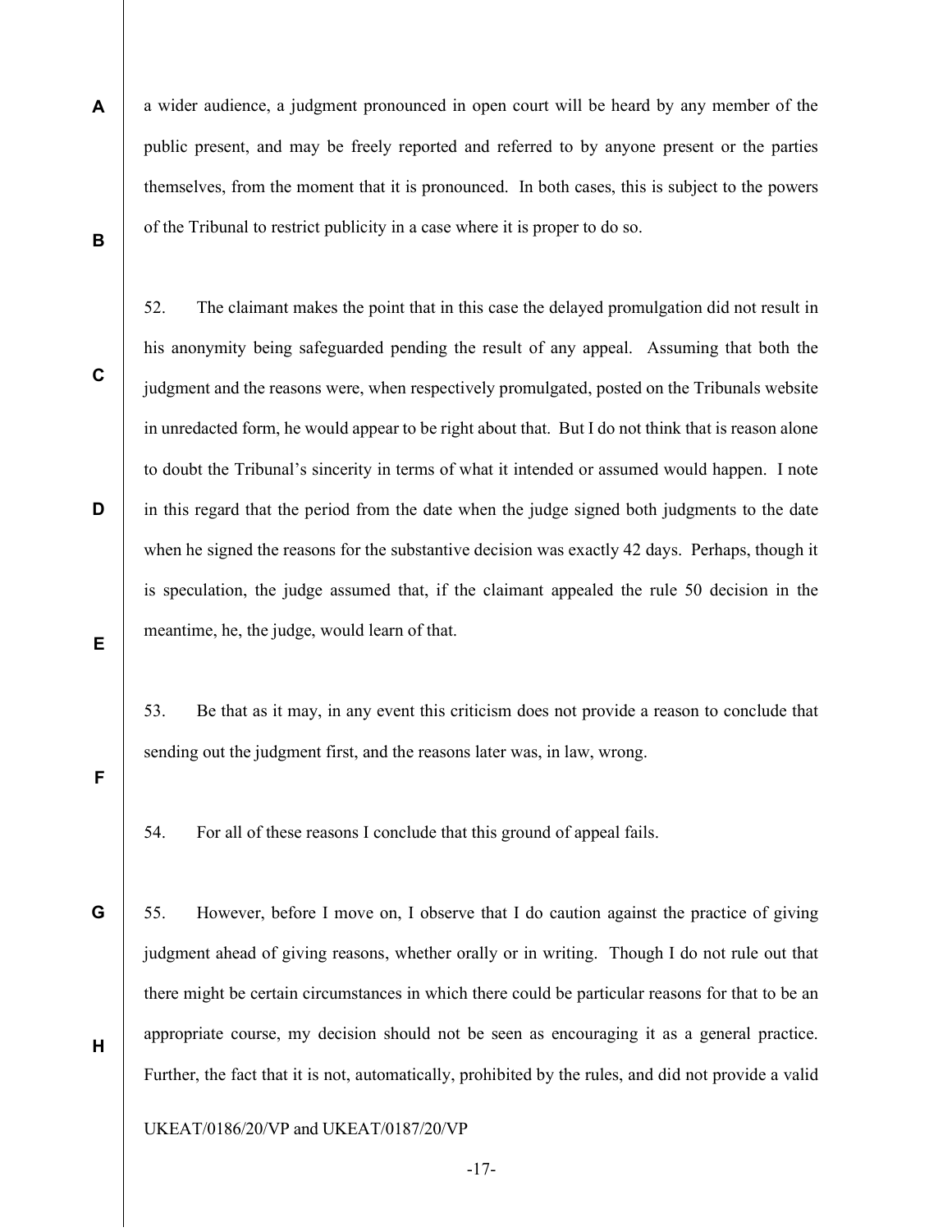a wider audience, a judgment pronounced in open court will be heard by any member of the public present, and may be freely reported and referred to by anyone present or the parties themselves, from the moment that it is pronounced. In both cases, this is subject to the powers of the Tribunal to restrict publicity in a case where it is proper to do so.

52. The claimant makes the point that in this case the delayed promulgation did not result in his anonymity being safeguarded pending the result of any appeal. Assuming that both the judgment and the reasons were, when respectively promulgated, posted on the Tribunals website in unredacted form, he would appear to be right about that. But I do not think that is reason alone to doubt the Tribunal's sincerity in terms of what it intended or assumed would happen. I note in this regard that the period from the date when the judge signed both judgments to the date when he signed the reasons for the substantive decision was exactly 42 days. Perhaps, though it is speculation, the judge assumed that, if the claimant appealed the rule 50 decision in the meantime, he, the judge, would learn of that.

53. Be that as it may, in any event this criticism does not provide a reason to conclude that sending out the judgment first, and the reasons later was, in law, wrong.

54. For all of these reasons I conclude that this ground of appeal fails.

55. However, before I move on, I observe that I do caution against the practice of giving judgment ahead of giving reasons, whether orally or in writing. Though I do not rule out that there might be certain circumstances in which there could be particular reasons for that to be an appropriate course, my decision should not be seen as encouraging it as a general practice. Further, the fact that it is not, automatically, prohibited by the rules, and did not provide a valid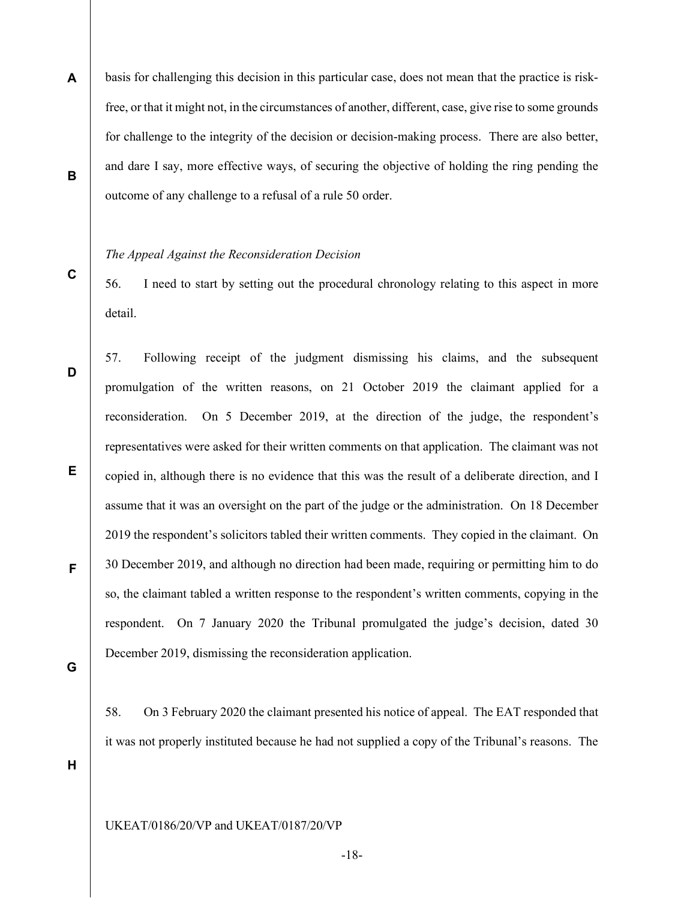basis for challenging this decision in this particular case, does not mean that the practice is risk-free, or that it might not, in the circumstances of another, different, case, give rise to some grounds for challenge to the integrity of the decision or decision-making process. There are also better, and dare I say, more effective ways, of securing the objective of holding the ring pending the outcome of any challenge to a refusal of a rule 50 order.

*The Appeal Against the Reconsideration Decision*

56. I need to start by setting out the procedural chronology relating to this aspect in more detail.

57. Following receipt of the judgment dismissing his claims, and the subsequent promulgation of the written reasons, on 21 October 2019 the claimant applied for a reconsideration. On 5 December 2019, at the direction of the judge, the respondent's representatives were asked for their written comments on that application. The claimant was not copied in, although there is no evidence that this was the result of a deliberate direction, and I assume that it was an oversight on the part of the judge or the administration. On 18 December 2019 the respondent's solicitors tabled their written comments. They copied in the claimant. On 30 December 2019, and although no direction had been made, requiring or permitting him to do so, the claimant tabled a written response to the respondent's written comments, copying in the respondent. On 7 January 2020 the Tribunal promulgated the judge's decision, dated 30 December 2019, dismissing the reconsideration application.

58. On 3 February 2020 the claimant presented his notice of appeal. The EAT responded that it was not properly instituted because he had not supplied a copy of the Tribunal's reasons. The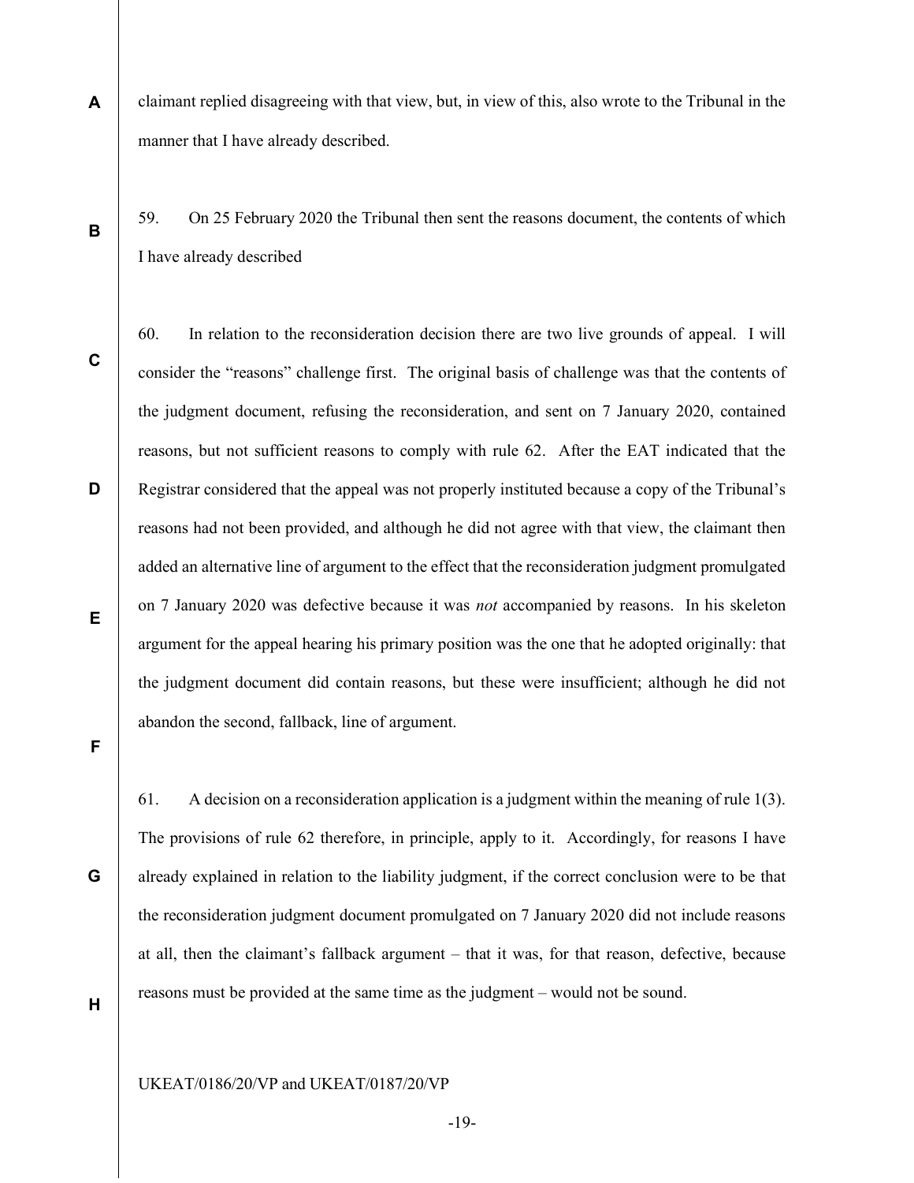claimant replied disagreeing with that view, but, in view of this, also wrote to the Tribunal in the manner that I have already described.

59. On 25 February 2020 the Tribunal then sent the reasons document, the contents of which I have already described

60. In relation to the reconsideration decision there are two live grounds of appeal. I will consider the "reasons" challenge first. The original basis of challenge was that the contents of the judgment document, refusing the reconsideration, and sent on 7 January 2020, contained reasons, but not sufficient reasons to comply with rule 62. After the EAT indicated that the Registrar considered that the appeal was not properly instituted because a copy of the Tribunal's reasons had not been provided, and although he did not agree with that view, the claimant then added an alternative line of argument to the effect that the reconsideration judgment promulgated on 7 January 2020 was defective because it was *not* accompanied by reasons. In his skeleton argument for the appeal hearing his primary position was the one that he adopted originally: that the judgment document did contain reasons, but these were insufficient; although he did not abandon the second, fallback, line of argument.

61. A decision on a reconsideration application is a judgment within the meaning of rule 1(3). The provisions of rule 62 therefore, in principle, apply to it. Accordingly, for reasons I have already explained in relation to the liability judgment, if the correct conclusion were to be that the reconsideration judgment document promulgated on 7 January 2020 did not include reasons at all, then the claimant's fallback argument – that it was, for that reason, defective, because reasons must be provided at the same time as the judgment – would not be sound.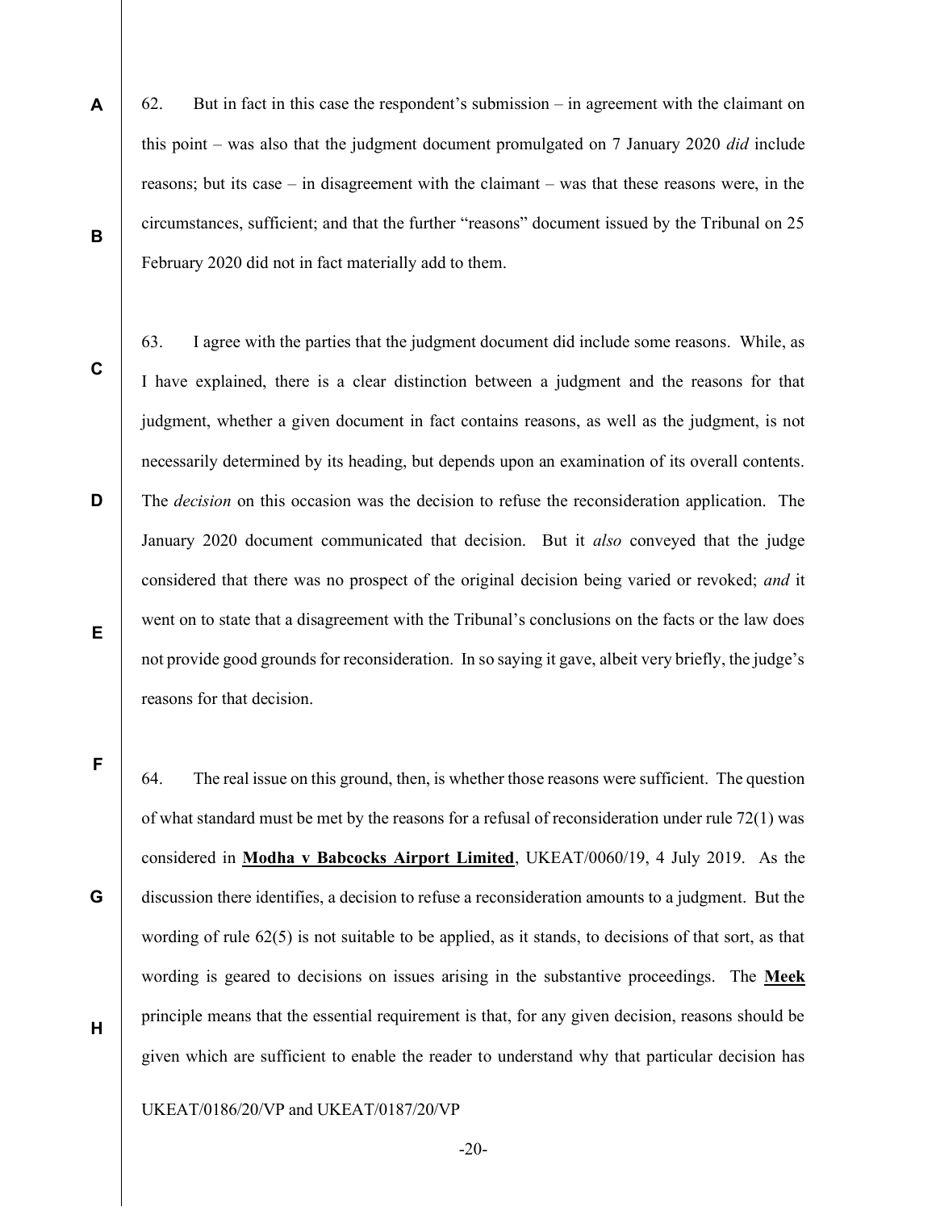62. But in fact in this case the respondent's submission – in agreement with the claimant on this point – was also that the judgment document promulgated on 7 January 2020 *did* include reasons; but its case – in disagreement with the claimant – was that these reasons were, in the circumstances, sufficient; and that the further "reasons" document issued by the Tribunal on 25 February 2020 did not in fact materially add to them.

63. I agree with the parties that the judgment document did include some reasons. While, as I have explained, there is a clear distinction between a judgment and the reasons for that judgment, whether a given document in fact contains reasons, as well as the judgment, is not necessarily determined by its heading, but depends upon an examination of its overall contents. The *decision* on this occasion was the decision to refuse the reconsideration application. The January 2020 document communicated that decision. But it *also* conveyed that the judge considered that there was no prospect of the original decision being varied or revoked; *and* it went on to state that a disagreement with the Tribunal's conclusions on the facts or the law does not provide good grounds for reconsideration. In so saying it gave, albeit very briefly, the judge's reasons for that decision.

64. The real issue on this ground, then, is whether those reasons were sufficient. The question of what standard must be met by the reasons for a refusal of reconsideration under rule 72(1) was considered in **Modha v Babcocks Airport Limited**, UKEAT/0060/19, 4 July 2019. As the discussion there identifies, a decision to refuse a reconsideration amounts to a judgment. But the wording of rule 62(5) is not suitable to be applied, as it stands, to decisions of that sort, as that wording is geared to decisions on issues arising in the substantive proceedings. The **Meek** principle means that the essential requirement is that, for any given decision, reasons should be given which are sufficient to enable the reader to understand why that particular decision has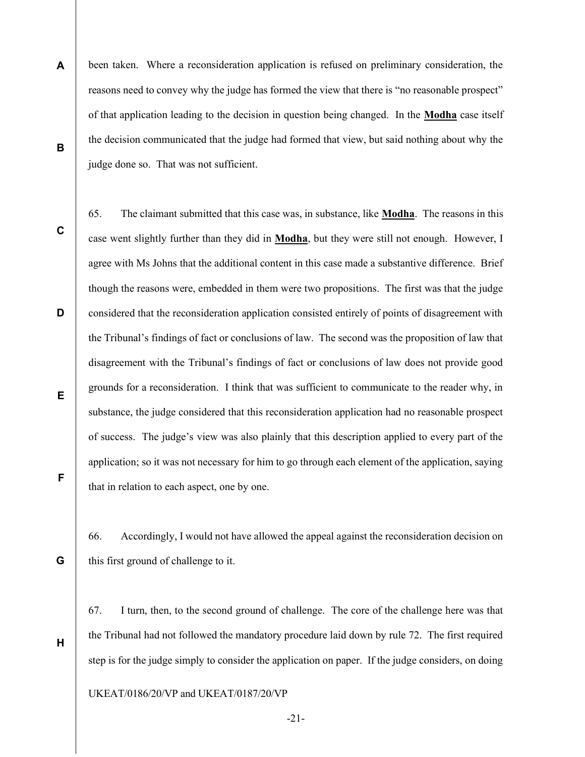been taken. Where a reconsideration application is refused on preliminary consideration, the reasons need to convey why the judge has formed the view that there is "no reasonable prospect" of that application leading to the decision in question being changed. In the **Modha** case itself the decision communicated that the judge had formed that view, but said nothing about why the judge done so. That was not sufficient.

65. The claimant submitted that this case was, in substance, like **Modha**. The reasons in this case went slightly further than they did in **Modha**, but they were still not enough. However, I agree with Ms Johns that the additional content in this case made a substantive difference. Brief though the reasons were, embedded in them were two propositions. The first was that the judge considered that the reconsideration application consisted entirely of points of disagreement with the Tribunal's findings of fact or conclusions of law. The second was the proposition of law that disagreement with the Tribunal's findings of fact or conclusions of law does not provide good grounds for a reconsideration. I think that was sufficient to communicate to the reader why, in substance, the judge considered that this reconsideration application had no reasonable prospect of success. The judge's view was also plainly that this description applied to every part of the application; so it was not necessary for him to go through each element of the application, saying that in relation to each aspect, one by one.

66. Accordingly, I would not have allowed the appeal against the reconsideration decision on this first ground of challenge to it.

67. I turn, then, to the second ground of challenge. The core of the challenge here was that the Tribunal had not followed the mandatory procedure laid down by rule 72. The first required step is for the judge simply to consider the application on paper. If the judge considers, on doing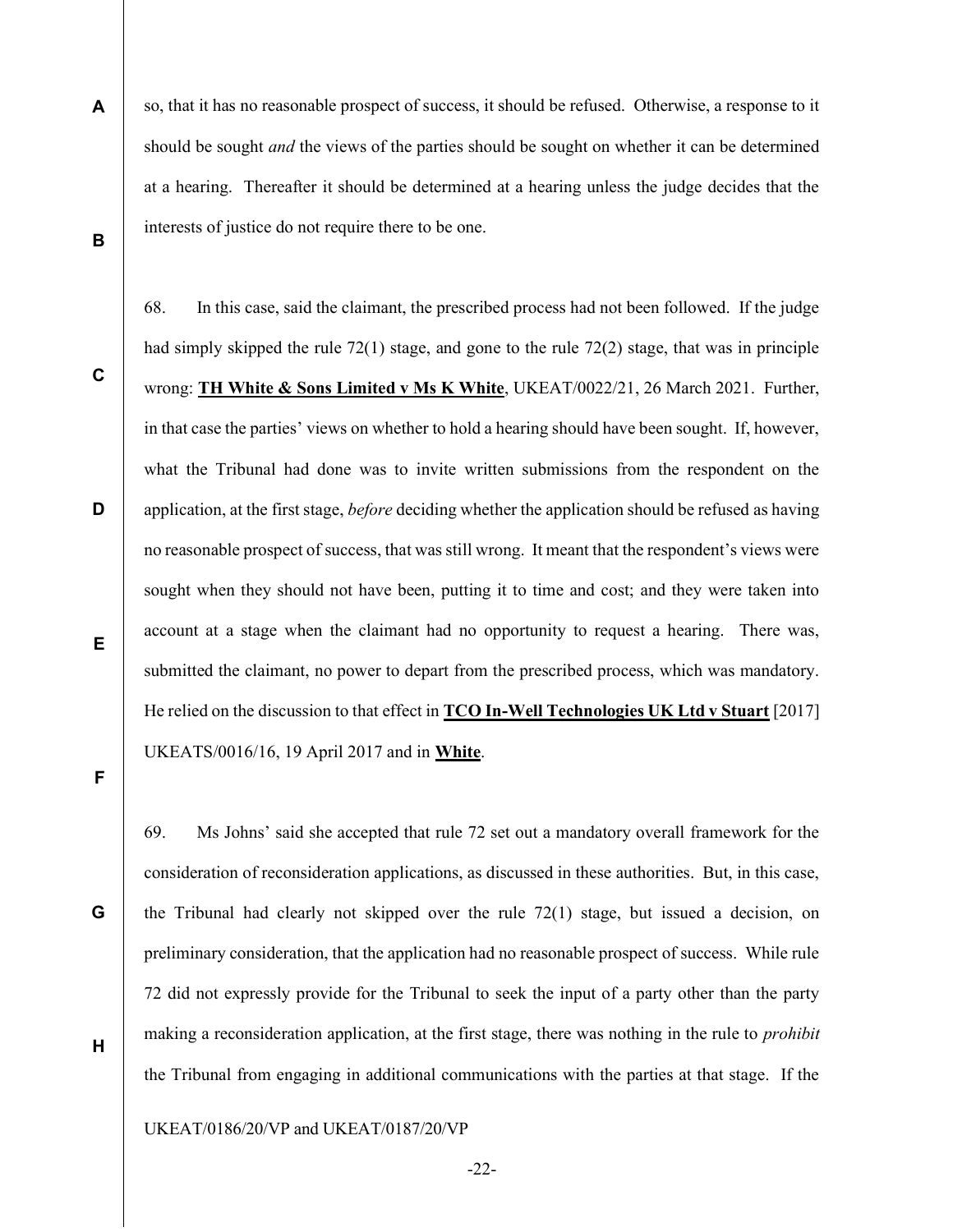so, that it has no reasonable prospect of success, it should be refused. Otherwise, a response to it should be sought *and* the views of the parties should be sought on whether it can be determined at a hearing. Thereafter it should be determined at a hearing unless the judge decides that the interests of justice do not require there to be one.

68. In this case, said the claimant, the prescribed process had not been followed. If the judge had simply skipped the rule 72(1) stage, and gone to the rule 72(2) stage, that was in principle wrong: **TH White & Sons Limited v Ms K White**, UKEAT/0022/21, 26 March 2021. Further, in that case the parties' views on whether to hold a hearing should have been sought. If, however, what the Tribunal had done was to invite written submissions from the respondent on the application, at the first stage, *before* deciding whether the application should be refused as having no reasonable prospect of success, that was still wrong. It meant that the respondent's views were sought when they should not have been, putting it to time and cost; and they were taken into account at a stage when the claimant had no opportunity to request a hearing. There was, submitted the claimant, no power to depart from the prescribed process, which was mandatory. He relied on the discussion to that effect in **TCO In-Well Technologies UK Ltd v Stuart** [2017] UKEATS/0016/16, 19 April 2017 and in **White**.

69. Ms Johns' said she accepted that rule 72 set out a mandatory overall framework for the consideration of reconsideration applications, as discussed in these authorities. But, in this case, the Tribunal had clearly not skipped over the rule 72(1) stage, but issued a decision, on preliminary consideration, that the application had no reasonable prospect of success. While rule 72 did not expressly provide for the Tribunal to seek the input of a party other than the party making a reconsideration application, at the first stage, there was nothing in the rule to *prohibit* the Tribunal from engaging in additional communications with the parties at that stage. If the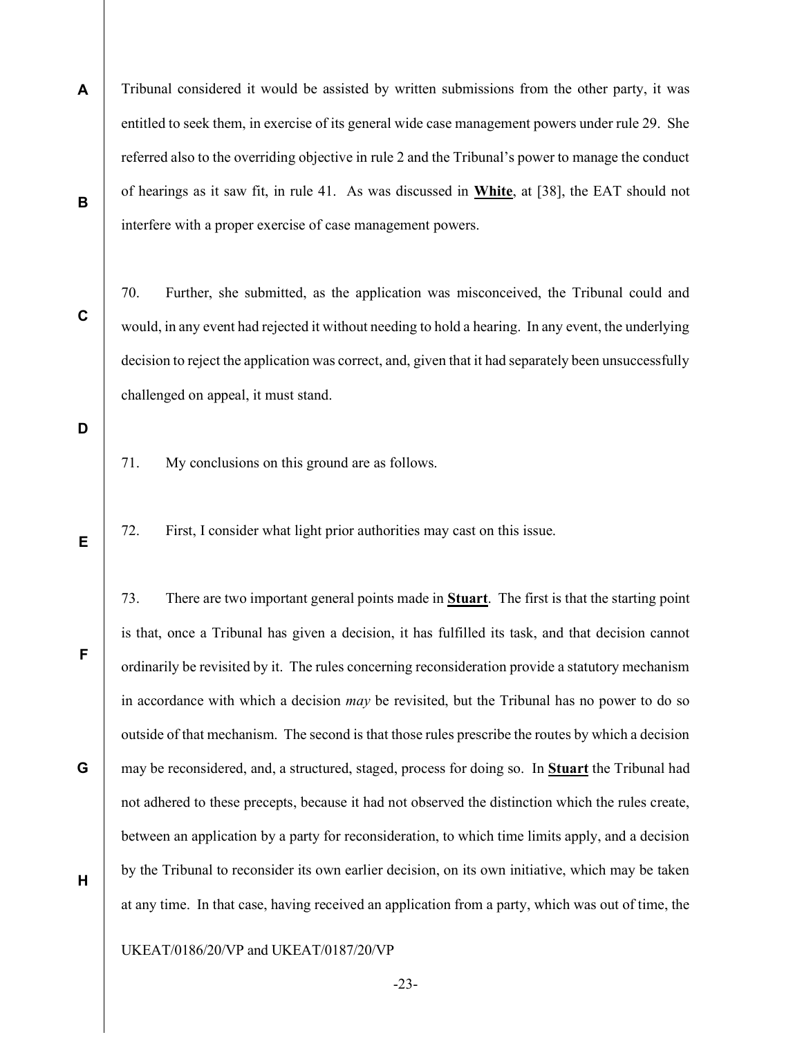Tribunal considered it would be assisted by written submissions from the other party, it was entitled to seek them, in exercise of its general wide case management powers under rule 29. She referred also to the overriding objective in rule 2 and the Tribunal's power to manage the conduct of hearings as it saw fit, in rule 41. As was discussed in **White**, at [38], the EAT should not interfere with a proper exercise of case management powers.

70. Further, she submitted, as the application was misconceived, the Tribunal could and would, in any event had rejected it without needing to hold a hearing. In any event, the underlying decision to reject the application was correct, and, given that it had separately been unsuccessfully challenged on appeal, it must stand.

71. My conclusions on this ground are as follows.

72. First, I consider what light prior authorities may cast on this issue.

73. There are two important general points made in **Stuart**. The first is that the starting point is that, once a Tribunal has given a decision, it has fulfilled its task, and that decision cannot ordinarily be revisited by it. The rules concerning reconsideration provide a statutory mechanism in accordance with which a decision *may* be revisited, but the Tribunal has no power to do so outside of that mechanism. The second is that those rules prescribe the routes by which a decision may be reconsidered, and, a structured, staged, process for doing so. In **Stuart** the Tribunal had not adhered to these precepts, because it had not observed the distinction which the rules create, between an application by a party for reconsideration, to which time limits apply, and a decision by the Tribunal to reconsider its own earlier decision, on its own initiative, which may be taken at any time. In that case, having received an application from a party, which was out of time, the

UKEAT/0186/20/VP and UKEAT/0187/20/VP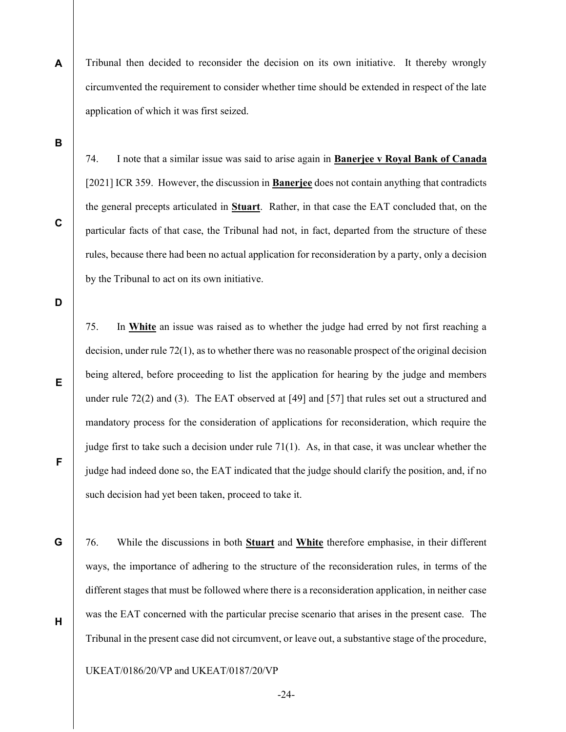Tribunal then decided to reconsider the decision on its own initiative. It thereby wrongly circumvented the requirement to consider whether time should be extended in respect of the late application of which it was first seized.

74. I note that a similar issue was said to arise again in **Banerjee v Royal Bank of Canada** [2021] ICR 359. However, the discussion in **Banerjee** does not contain anything that contradicts the general precepts articulated in **Stuart**. Rather, in that case the EAT concluded that, on the particular facts of that case, the Tribunal had not, in fact, departed from the structure of these rules, because there had been no actual application for reconsideration by a party, only a decision by the Tribunal to act on its own initiative.

75. In **White** an issue was raised as to whether the judge had erred by not first reaching a decision, under rule 72(1), as to whether there was no reasonable prospect of the original decision being altered, before proceeding to list the application for hearing by the judge and members under rule 72(2) and (3). The EAT observed at [49] and [57] that rules set out a structured and mandatory process for the consideration of applications for reconsideration, which require the judge first to take such a decision under rule 71(1). As, in that case, it was unclear whether the judge had indeed done so, the EAT indicated that the judge should clarify the position, and, if no such decision had yet been taken, proceed to take it.

76. While the discussions in both **Stuart** and **White** therefore emphasise, in their different ways, the importance of adhering to the structure of the reconsideration rules, in terms of the different stages that must be followed where there is a reconsideration application, in neither case was the EAT concerned with the particular precise scenario that arises in the present case. The Tribunal in the present case did not circumvent, or leave out, a substantive stage of the procedure,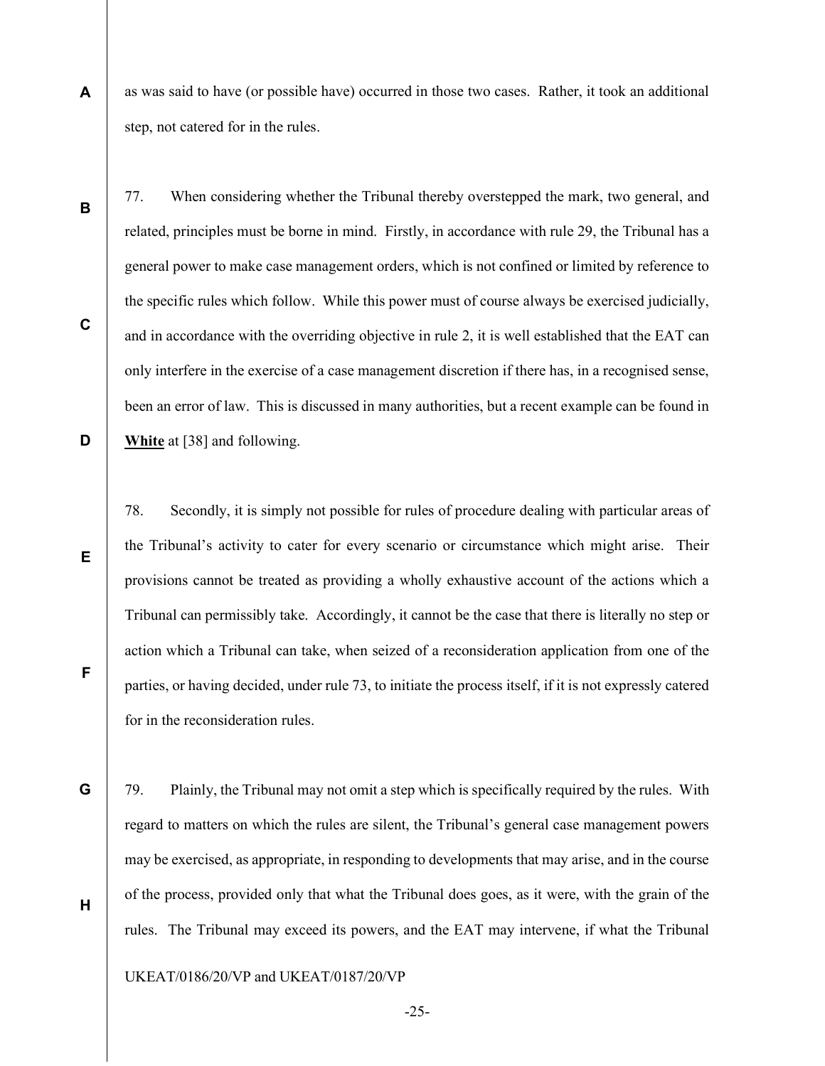as was said to have (or possible have) occurred in those two cases. Rather, it took an additional step, not catered for in the rules.

77. When considering whether the Tribunal thereby overstepped the mark, two general, and related, principles must be borne in mind. Firstly, in accordance with rule 29, the Tribunal has a general power to make case management orders, which is not confined or limited by reference to the specific rules which follow. While this power must of course always be exercised judicially, and in accordance with the overriding objective in rule 2, it is well established that the EAT can only interfere in the exercise of a case management discretion if there has, in a recognised sense, been an error of law. This is discussed in many authorities, but a recent example can be found in **White** at [38] and following.

78. Secondly, it is simply not possible for rules of procedure dealing with particular areas of the Tribunal's activity to cater for every scenario or circumstance which might arise. Their provisions cannot be treated as providing a wholly exhaustive account of the actions which a Tribunal can permissibly take. Accordingly, it cannot be the case that there is literally no step or action which a Tribunal can take, when seized of a reconsideration application from one of the parties, or having decided, under rule 73, to initiate the process itself, if it is not expressly catered for in the reconsideration rules.

79. Plainly, the Tribunal may not omit a step which is specifically required by the rules. With regard to matters on which the rules are silent, the Tribunal's general case management powers may be exercised, as appropriate, in responding to developments that may arise, and in the course of the process, provided only that what the Tribunal does goes, as it were, with the grain of the rules. The Tribunal may exceed its powers, and the EAT may intervene, if what the Tribunal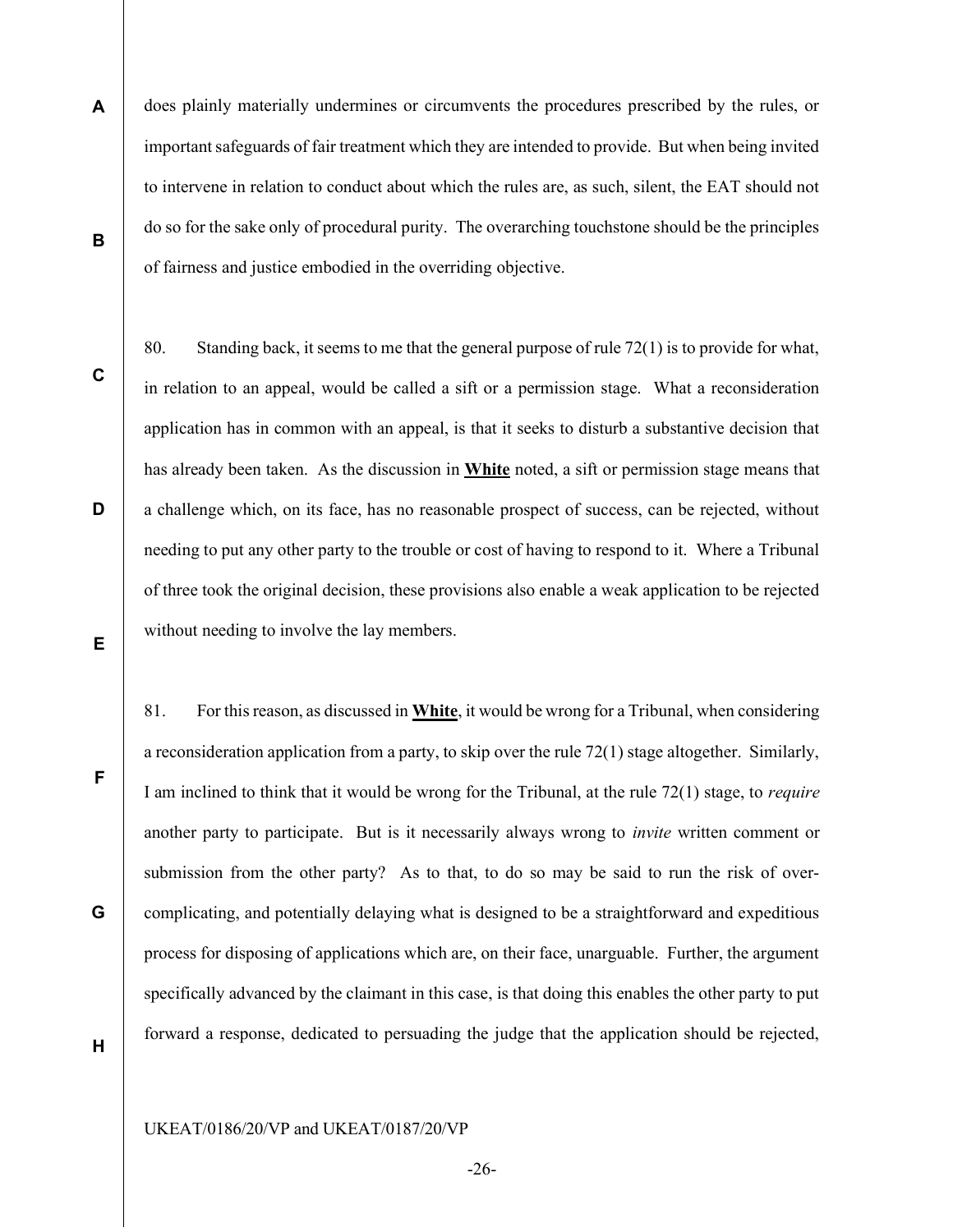does plainly materially undermines or circumvents the procedures prescribed by the rules, or important safeguards of fair treatment which they are intended to provide. But when being invited to intervene in relation to conduct about which the rules are, as such, silent, the EAT should not do so for the sake only of procedural purity. The overarching touchstone should be the principles of fairness and justice embodied in the overriding objective.

80. Standing back, it seems to me that the general purpose of rule 72(1) is to provide for what, in relation to an appeal, would be called a sift or a permission stage. What a reconsideration application has in common with an appeal, is that it seeks to disturb a substantive decision that has already been taken. As the discussion in **White** noted, a sift or permission stage means that a challenge which, on its face, has no reasonable prospect of success, can be rejected, without needing to put any other party to the trouble or cost of having to respond to it. Where a Tribunal of three took the original decision, these provisions also enable a weak application to be rejected without needing to involve the lay members.

81. For this reason, as discussed in **White**, it would be wrong for a Tribunal, when considering a reconsideration application from a party, to skip over the rule 72(1) stage altogether. Similarly, I am inclined to think that it would be wrong for the Tribunal, at the rule 72(1) stage, to *require* another party to participate. But is it necessarily always wrong to *invite* written comment or submission from the other party? As to that, to do so may be said to run the risk of over-complicating, and potentially delaying what is designed to be a straightforward and expeditious process for disposing of applications which are, on their face, unarguable. Further, the argument specifically advanced by the claimant in this case, is that doing this enables the other party to put forward a response, dedicated to persuading the judge that the application should be rejected,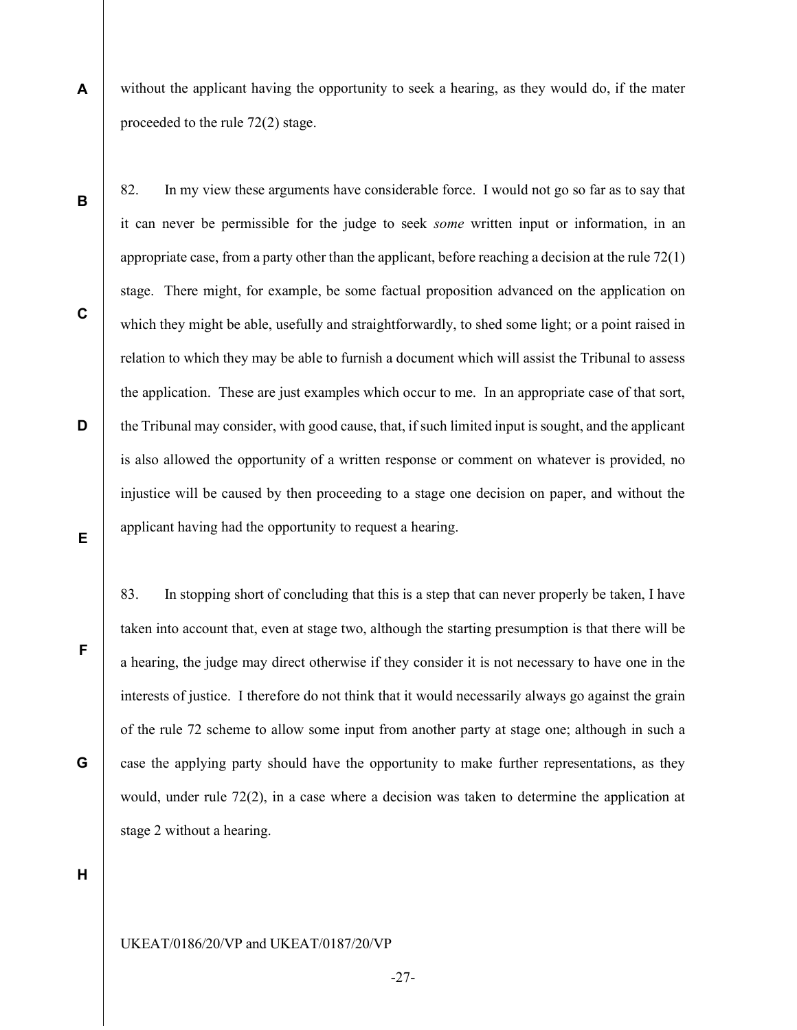without the applicant having the opportunity to seek a hearing, as they would do, if the mater proceeded to the rule 72(2) stage.

82. In my view these arguments have considerable force. I would not go so far as to say that it can never be permissible for the judge to seek *some* written input or information, in an appropriate case, from a party other than the applicant, before reaching a decision at the rule 72(1) stage. There might, for example, be some factual proposition advanced on the application on which they might be able, usefully and straightforwardly, to shed some light; or a point raised in relation to which they may be able to furnish a document which will assist the Tribunal to assess the application. These are just examples which occur to me. In an appropriate case of that sort, the Tribunal may consider, with good cause, that, if such limited input is sought, and the applicant is also allowed the opportunity of a written response or comment on whatever is provided, no injustice will be caused by then proceeding to a stage one decision on paper, and without the applicant having had the opportunity to request a hearing.

83. In stopping short of concluding that this is a step that can never properly be taken, I have taken into account that, even at stage two, although the starting presumption is that there will be a hearing, the judge may direct otherwise if they consider it is not necessary to have one in the interests of justice. I therefore do not think that it would necessarily always go against the grain of the rule 72 scheme to allow some input from another party at stage one; although in such a case the applying party should have the opportunity to make further representations, as they would, under rule 72(2), in a case where a decision was taken to determine the application at stage 2 without a hearing.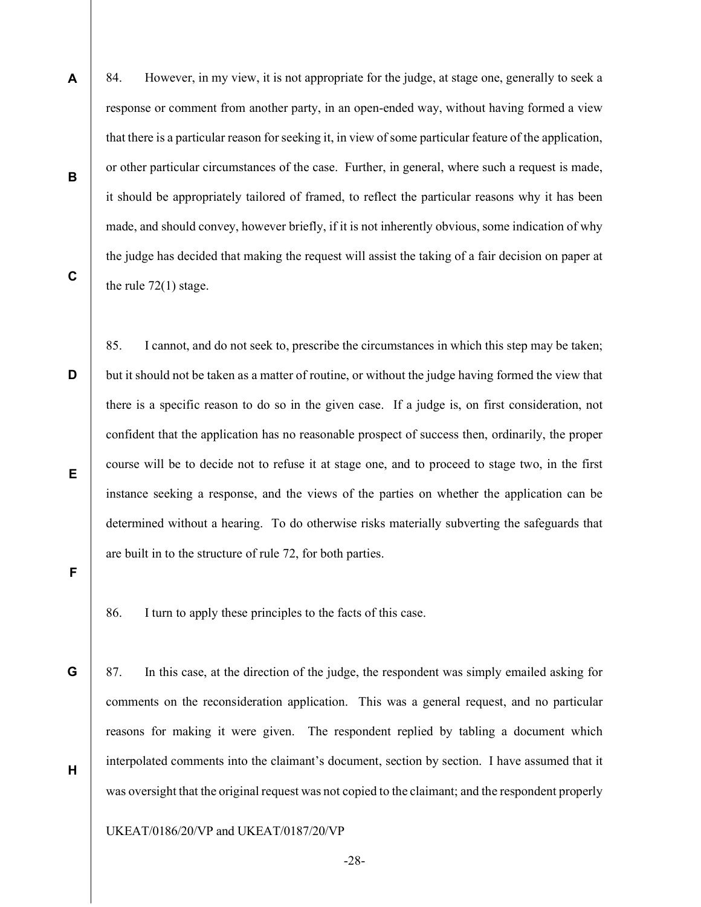84. However, in my view, it is not appropriate for the judge, at stage one, generally to seek a response or comment from another party, in an open-ended way, without having formed a view that there is a particular reason for seeking it, in view of some particular feature of the application, or other particular circumstances of the case. Further, in general, where such a request is made, it should be appropriately tailored of framed, to reflect the particular reasons why it has been made, and should convey, however briefly, if it is not inherently obvious, some indication of why the judge has decided that making the request will assist the taking of a fair decision on paper at the rule 72(1) stage.

85. I cannot, and do not seek to, prescribe the circumstances in which this step may be taken; but it should not be taken as a matter of routine, or without the judge having formed the view that there is a specific reason to do so in the given case. If a judge is, on first consideration, not confident that the application has no reasonable prospect of success then, ordinarily, the proper course will be to decide not to refuse it at stage one, and to proceed to stage two, in the first instance seeking a response, and the views of the parties on whether the application can be determined without a hearing. To do otherwise risks materially subverting the safeguards that are built in to the structure of rule 72, for both parties.

86. I turn to apply these principles to the facts of this case.

87. In this case, at the direction of the judge, the respondent was simply emailed asking for comments on the reconsideration application. This was a general request, and no particular reasons for making it were given. The respondent replied by tabling a document which interpolated comments into the claimant's document, section by section. I have assumed that it was oversight that the original request was not copied to the claimant; and the respondent properly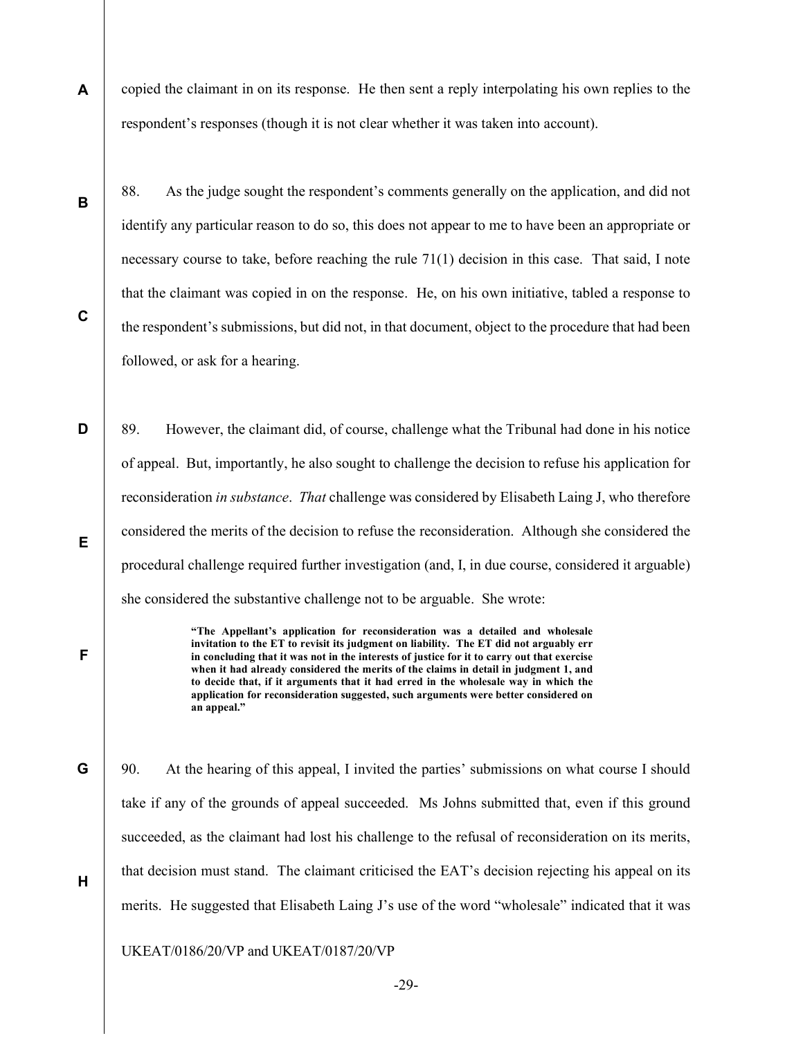copied the claimant in on its response. He then sent a reply interpolating his own replies to the respondent's responses (though it is not clear whether it was taken into account).

88. As the judge sought the respondent's comments generally on the application, and did not identify any particular reason to do so, this does not appear to me to have been an appropriate or necessary course to take, before reaching the rule 71(1) decision in this case. That said, I note that the claimant was copied in on the response. He, on his own initiative, tabled a response to the respondent's submissions, but did not, in that document, object to the procedure that had been followed, or ask for a hearing.

89. However, the claimant did, of course, challenge what the Tribunal had done in his notice of appeal. But, importantly, he also sought to challenge the decision to refuse his application for reconsideration *in substance*. *That* challenge was considered by Elisabeth Laing J, who therefore considered the merits of the decision to refuse the reconsideration. Although she considered the procedural challenge required further investigation (and, I, in due course, considered it arguable) she considered the substantive challenge not to be arguable. She wrote:

> **"The Appellant's application for reconsideration was a detailed and wholesale invitation to the ET to revisit its judgment on liability. The ET did not arguably err in concluding that it was not in the interests of justice for it to carry out that exercise when it had already considered the merits of the claims in detail in judgment 1, and to decide that, if it arguments that it had erred in the wholesale way in which the application for reconsideration suggested, such arguments were better considered on an appeal."**

90. At the hearing of this appeal, I invited the parties' submissions on what course I should take if any of the grounds of appeal succeeded. Ms Johns submitted that, even if this ground succeeded, as the claimant had lost his challenge to the refusal of reconsideration on its merits, that decision must stand. The claimant criticised the EAT's decision rejecting his appeal on its merits. He suggested that Elisabeth Laing J's use of the word "wholesale" indicated that it was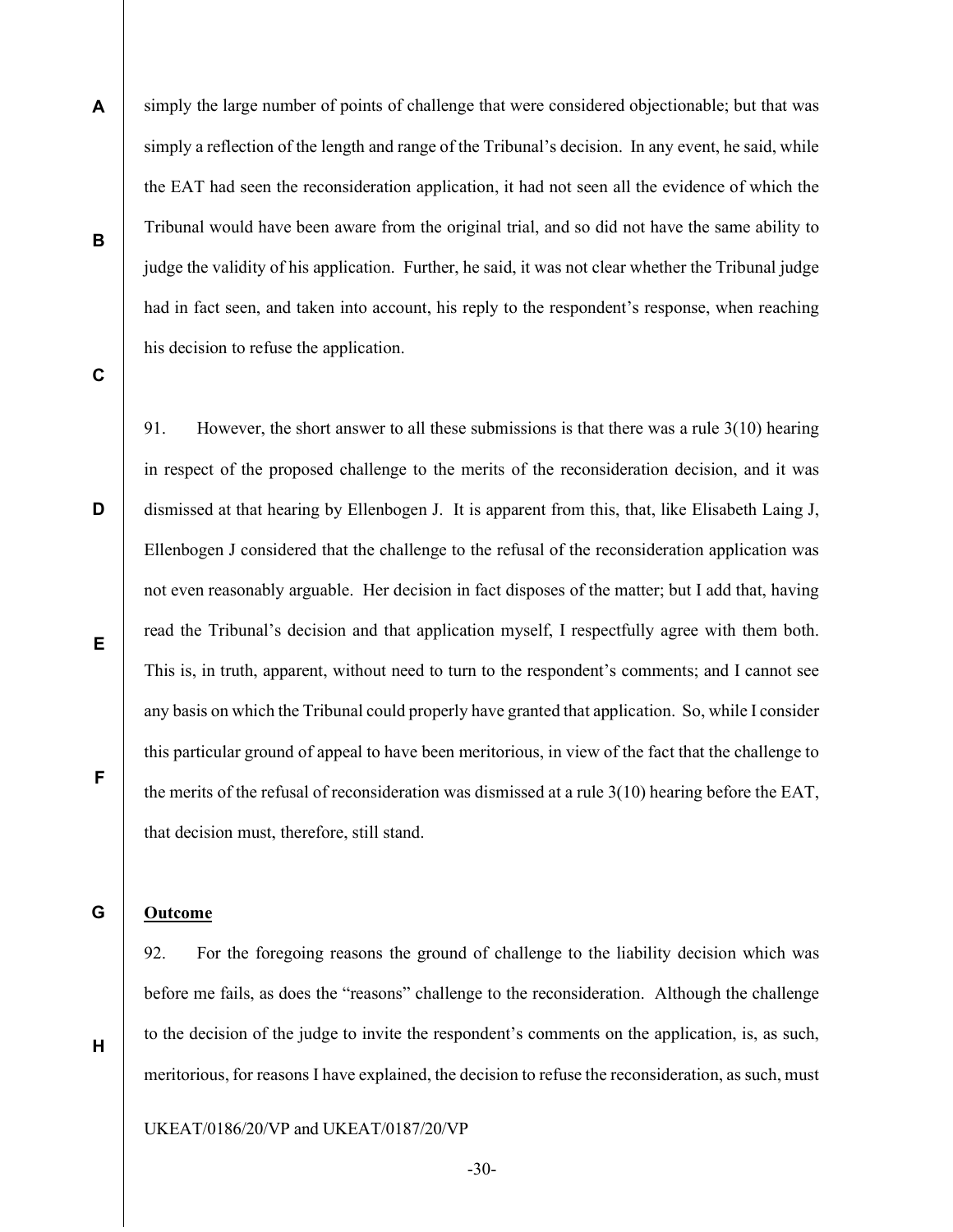simply the large number of points of challenge that were considered objectionable; but that was simply a reflection of the length and range of the Tribunal's decision. In any event, he said, while the EAT had seen the reconsideration application, it had not seen all the evidence of which the Tribunal would have been aware from the original trial, and so did not have the same ability to judge the validity of his application. Further, he said, it was not clear whether the Tribunal judge had in fact seen, and taken into account, his reply to the respondent's response, when reaching his decision to refuse the application.

91. However, the short answer to all these submissions is that there was a rule 3(10) hearing in respect of the proposed challenge to the merits of the reconsideration decision, and it was dismissed at that hearing by Ellenbogen J. It is apparent from this, that, like Elisabeth Laing J, Ellenbogen J considered that the challenge to the refusal of the reconsideration application was not even reasonably arguable. Her decision in fact disposes of the matter; but I add that, having read the Tribunal's decision and that application myself, I respectfully agree with them both. This is, in truth, apparent, without need to turn to the respondent's comments; and I cannot see any basis on which the Tribunal could properly have granted that application. So, while I consider this particular ground of appeal to have been meritorious, in view of the fact that the challenge to the merits of the refusal of reconsideration was dismissed at a rule 3(10) hearing before the EAT, that decision must, therefore, still stand.

**Outcome**

92. For the foregoing reasons the ground of challenge to the liability decision which was before me fails, as does the "reasons" challenge to the reconsideration. Although the challenge to the decision of the judge to invite the respondent's comments on the application, is, as such, meritorious, for reasons I have explained, the decision to refuse the reconsideration, as such, must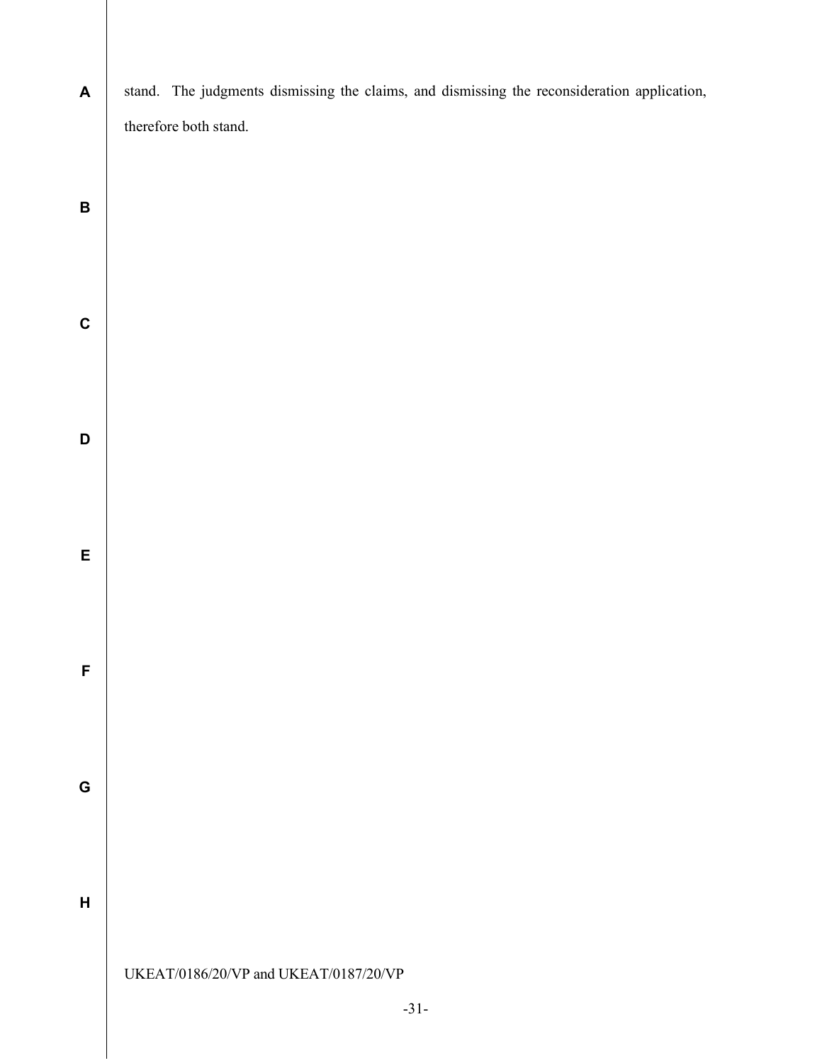stand. The judgments dismissing the claims, and dismissing the reconsideration application, therefore both stand.